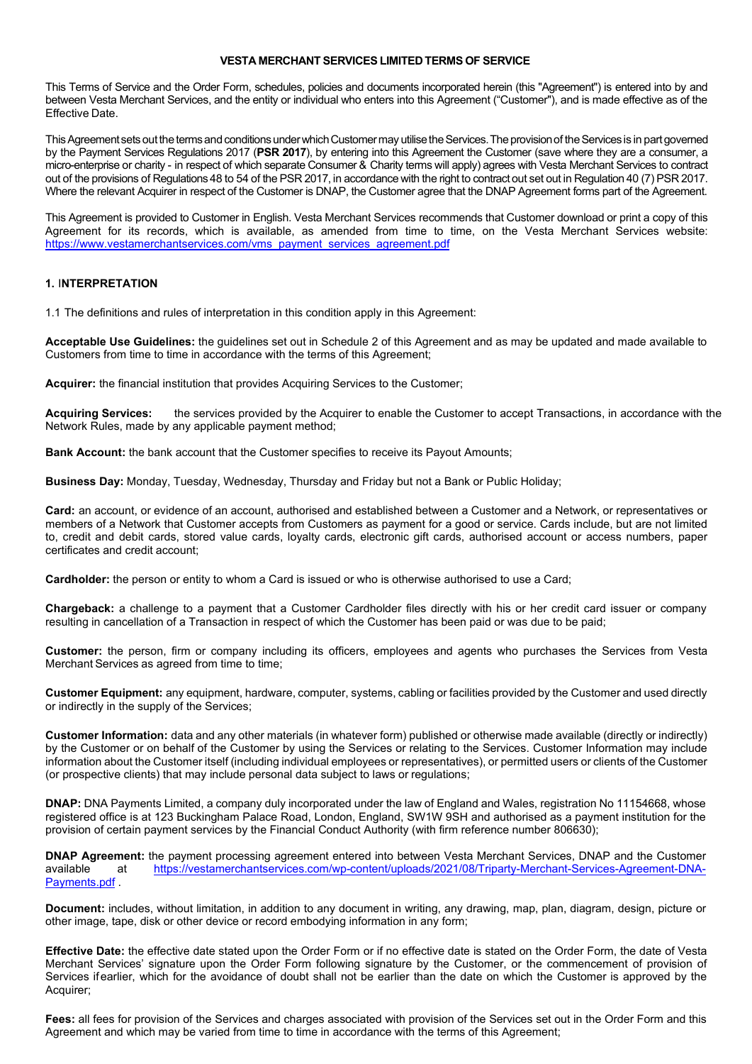# VESTA MERCHANT SERVICES LIMITED TERMS OF SERVICE

This Terms of Service and the Order Form, schedules, policies and documents incorporated herein (this "Agreement") is entered into by and between Vesta Merchant Services, and the entity or individual who enters into this Agreement ("Customer"), and is made effective as of the Effective Date.

This Agreement sets out the terms and conditions under which Customer may utilise the Services. The provision of the Services is in part governed by the Payment Services Regulations 2017 (**PSR 2017**), by entering into this Agreement the Customer (save where they are a consumer, a micro-enterprise or charity - in respect of which separate Consumer & Charity terms will apply) agrees with Vesta Merchant Services to contract out of the provisions of Regulations 48 to 54 of the PSR 2017, in accordance with the right to contract out set out in Regulation 40 (7) PSR 2017. Where the relevant Acquirer in respect of the Customer is DNAP, the Customer agree that the DNAP Agreement forms part of the Agreement.

This Agreement is provided to Customer in English. Vesta Merchant Services recommends that Customer download or print a copy of this Agreement for its records, which is available, as amended from time to time, on the Vesta Merchant Services website: https://www.vestamerchantservices.com/vms_payment_services_agreement.pdf

## 1. INTERPRETATION

1.1 The definitions and rules of interpretation in this condition apply in this Agreement:

**Acceptable Use Guidelines:** the guidelines set out in Schedule 2 of this Agreement and as may be updated and made available to Customers from time to time in accordance with the terms of this Agreement;

**Acquirer:** the financial institution that provides Acquiring Services to the Customer;

**Acquiring Services:** the services provided by the Acquirer to enable the Customer to accept Transactions, in accordance with the Network Rules, made by any applicable payment method;

**Bank Account:** the bank account that the Customer specifies to receive its Payout Amounts;

**Business Day:** Monday, Tuesday, Wednesday, Thursday and Friday but not a Bank or Public Holiday;

**Card:** an account, or evidence of an account, authorised and established between a Customer and a Network, or representatives or members of a Network that Customer accepts from Customers as payment for a good or service. Cards include, but are not limited to, credit and debit cards, stored value cards, loyalty cards, electronic gift cards, authorised account or access numbers, paper certificates and credit account;

**Cardholder:** the person or entity to whom a Card is issued or who is otherwise authorised to use a Card;

**Chargeback:** a challenge to a payment that a Customer Cardholder files directly with his or her credit card issuer or company resulting in cancellation of a Transaction in respect of which the Customer has been paid or was due to be paid;

**Customer:** the person, firm or company including its officers, employees and agents who purchases the Services from Vesta Merchant Services as agreed from time to time;

**Customer Equipment:** any equipment, hardware, computer, systems, cabling or facilities provided by the Customer and used directly or indirectly in the supply of the Services;

**Customer Information:** data and any other materials (in whatever form) published or otherwise made available (directly or indirectly) by the Customer or on behalf of the Customer by using the Services or relating to the Services. Customer Information may include information about the Customer itself (including individual employees or representatives), or permitted users or clients of the Customer (or prospective clients) that may include personal data subject to laws or regulations;

**DNAP:** DNA Payments Limited, a company duly incorporated under the law of England and Wales, registration No 11154668, whose registered office is at 123 Buckingham Palace Road, London, England, SW1W 9SH and authorised as a payment institution for the provision of certain payment services by the Financial Conduct Authority (with firm reference number 806630);

**DNAP Agreement:** the payment processing agreement entered into between Vesta Merchant Services, DNAP and the Customer available at https://vestamerchantservices.com/wp-content/uploads/2021/08/Triparty-Merchant-Services-Agreement-DNA-Payments.pdf .

**Document:** includes, without limitation, in addition to any document in writing, any drawing, map, plan, diagram, design, picture or other image, tape, disk or other device or record embodying information in any form;

**Effective Date:** the effective date stated upon the Order Form or if no effective date is stated on the Order Form, the date of Vesta Merchant Services' signature upon the Order Form following signature by the Customer, or the commencement of provision of Services if earlier, which for the avoidance of doubt shall not be earlier than the date on which the Customer is approved by the Acquirer;

**Fees:** all fees for provision of the Services and charges associated with provision of the Services set out in the Order Form and this Agreement and which may be varied from time to time in accordance with the terms of this Agreement;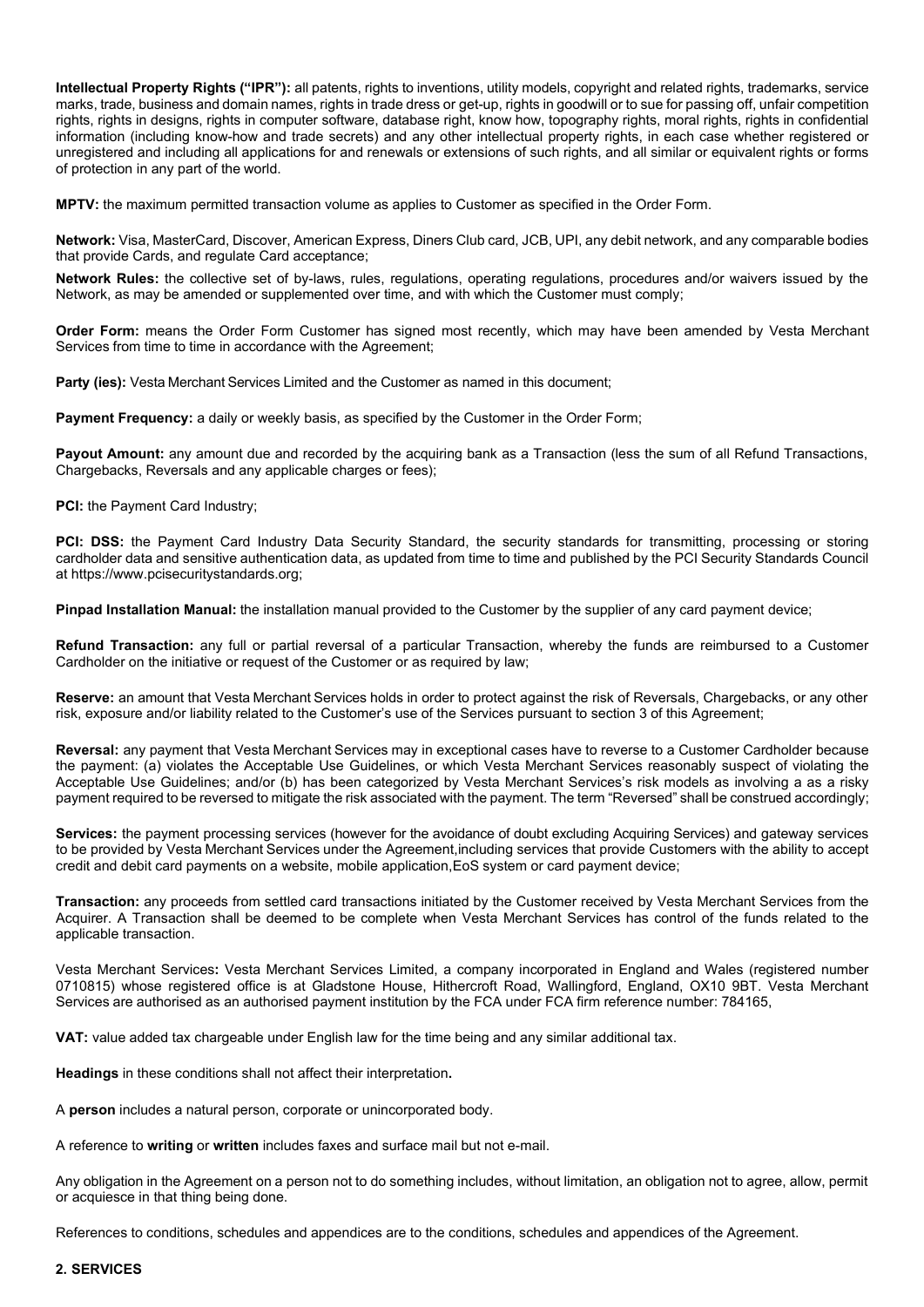**Intellectual Property Rights ("IPR"):** all patents, rights to inventions, utility models, copyright and related rights, trademarks, service marks, trade, business and domain names, rights in trade dress or get-up, rights in goodwill or to sue for passing off, unfair competition rights, rights in designs, rights in computer software, database right, know how, topography rights, moral rights, rights in confidential information (including know-how and trade secrets) and any other intellectual property rights, in each case whether registered or unregistered and including all applications for and renewals or extensions of such rights, and all similar or equivalent rights or forms of protection in any part of the world.

**MPTV:** the maximum permitted transaction volume as applies to Customer as specified in the Order Form.

**Network:** Visa, MasterCard, Discover, American Express, Diners Club card, JCB, UPI, any debit network, and any comparable bodies that provide Cards, and regulate Card acceptance;

**Network Rules:** the collective set of by-laws, rules, regulations, operating regulations, procedures and/or waivers issued by the Network, as may be amended or supplemented over time, and with which the Customer must comply;

**Order Form:** means the Order Form Customer has signed most recently, which may have been amended by Vesta Merchant Services from time to time in accordance with the Agreement;

**Party (ies):** Vesta Merchant Services Limited and the Customer as named in this document;

**Payment Frequency:** a daily or weekly basis, as specified by the Customer in the Order Form;

**Payout Amount:** any amount due and recorded by the acquiring bank as a Transaction (less the sum of all Refund Transactions, Chargebacks, Reversals and any applicable charges or fees);

**PCI:** the Payment Card Industry;

**PCI: DSS:** the Payment Card Industry Data Security Standard, the security standards for transmitting, processing or storing cardholder data and sensitive authentication data, as updated from time to time and published by the PCI Security Standards Council at https://www.pcisecuritystandards.org;

**Pinpad Installation Manual:** the installation manual provided to the Customer by the supplier of any card payment device;

**Refund Transaction:** any full or partial reversal of a particular Transaction, whereby the funds are reimbursed to a Customer Cardholder on the initiative or request of the Customer or as required by law;

**Reserve:** an amount that Vesta Merchant Services holds in order to protect against the risk of Reversals, Chargebacks, or any other risk, exposure and/or liability related to the Customer's use of the Services pursuant to section 3 of this Agreement;

**Reversal:** any payment that Vesta Merchant Services may in exceptional cases have to reverse to a Customer Cardholder because the payment: (a) violates the Acceptable Use Guidelines, or which Vesta Merchant Services reasonably suspect of violating the Acceptable Use Guidelines; and/or (b) has been categorized by Vesta Merchant Services's risk models as involving a as a risky payment required to be reversed to mitigate the risk associated with the payment. The term "Reversed" shall be construed accordingly;

**Services:** the payment processing services (however for the avoidance of doubt excluding Acquiring Services) and gateway services to be provided by Vesta Merchant Services under the Agreement,including services that provide Customers with the ability to accept credit and debit card payments on a website, mobile application,EoS system or card payment device;

**Transaction:** any proceeds from settled card transactions initiated by the Customer received by Vesta Merchant Services from the Acquirer. A Transaction shall be deemed to be complete when Vesta Merchant Services has control of the funds related to the applicable transaction.

Vesta Merchant Services**:** Vesta Merchant Services Limited, a company incorporated in England and Wales (registered number 0710815) whose registered office is at Gladstone House, Hithercroft Road, Wallingford, England, OX10 9BT. Vesta Merchant Services are authorised as an authorised payment institution by the FCA under FCA firm reference number: 784165,

**VAT:** value added tax chargeable under English law for the time being and any similar additional tax.

**Headings** in these conditions shall not affect their interpretation**.**

A **person** includes a natural person, corporate or unincorporated body.

A reference to **writing** or **written** includes faxes and surface mail but not e-mail.

Any obligation in the Agreement on a person not to do something includes, without limitation, an obligation not to agree, allow, permit or acquiesce in that thing being done.

References to conditions, schedules and appendices are to the conditions, schedules and appendices of the Agreement.

## 2. SERVICES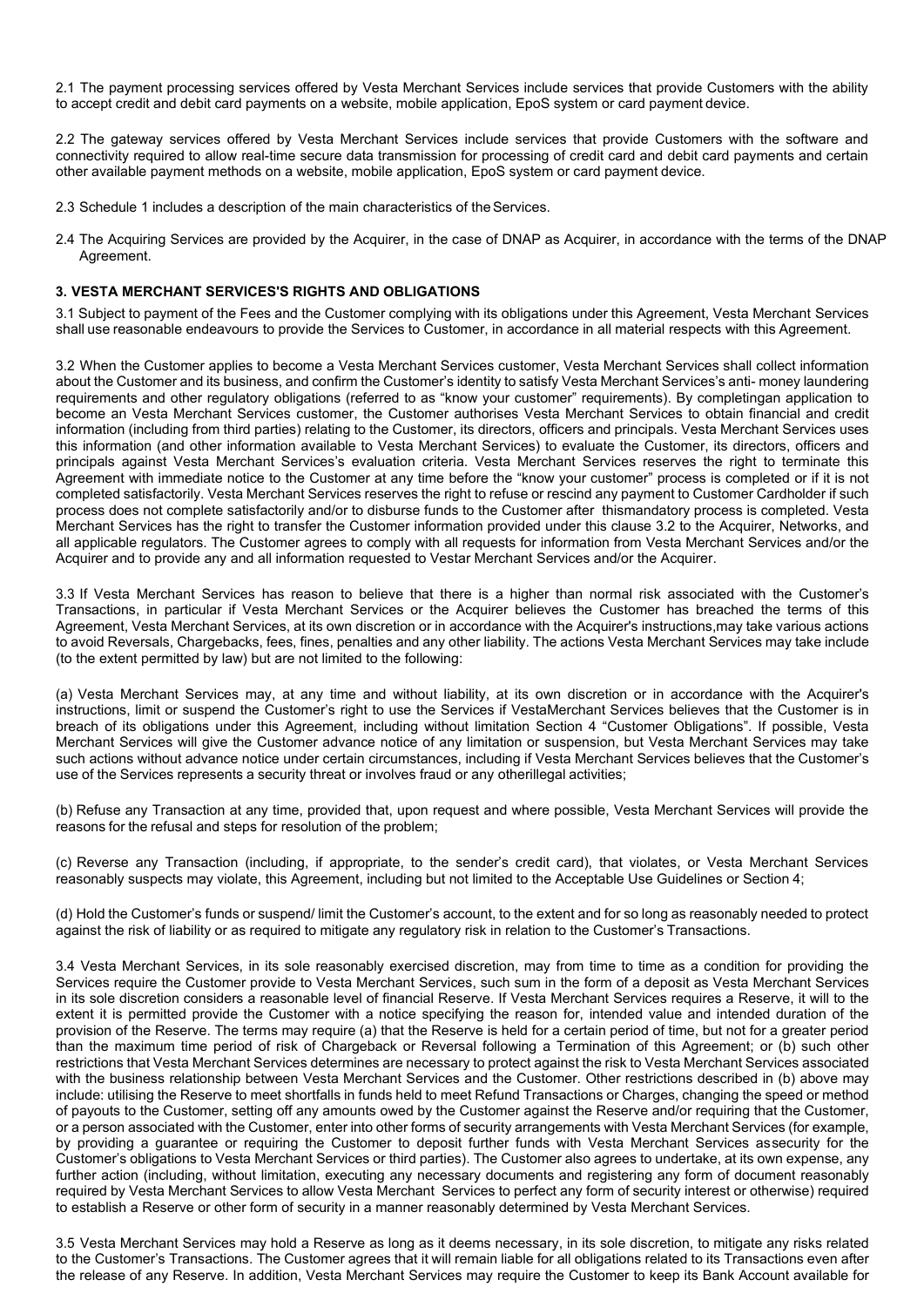2.1 The payment processing services offered by Vesta Merchant Services include services that provide Customers with the ability to accept credit and debit card payments on a website, mobile application, EpoS system or card payment device.

2.2 The gateway services offered by Vesta Merchant Services include services that provide Customers with the software and connectivity required to allow real-time secure data transmission for processing of credit card and debit card payments and certain other available payment methods on a website, mobile application, EpoS system or card payment device.

2.3 Schedule 1 includes a description of the main characteristics of the Services.

2.4 The Acquiring Services are provided by the Acquirer, in the case of DNAP as Acquirer, in accordance with the terms of the DNAP Agreement.

## 3. VESTA MERCHANT SERVICES'S RIGHTS AND OBLIGATIONS

3.1 Subject to payment of the Fees and the Customer complying with its obligations under this Agreement, Vesta Merchant Services shall use reasonable endeavours to provide the Services to Customer, in accordance in all material respects with this Agreement.

3.2 When the Customer applies to become a Vesta Merchant Services customer, Vesta Merchant Services shall collect information about the Customer and its business, and confirm the Customer's identity to satisfy Vesta Merchant Services's anti- money laundering requirements and other regulatory obligations (referred to as "know your customer" requirements). By completingan application to become an Vesta Merchant Services customer, the Customer authorises Vesta Merchant Services to obtain financial and credit information (including from third parties) relating to the Customer, its directors, officers and principals. Vesta Merchant Services uses this information (and other information available to Vesta Merchant Services) to evaluate the Customer, its directors, officers and principals against Vesta Merchant Services's evaluation criteria. Vesta Merchant Services reserves the right to terminate this Agreement with immediate notice to the Customer at any time before the "know your customer" process is completed or if it is not completed satisfactorily. Vesta Merchant Services reserves the right to refuse or rescind any payment to Customer Cardholder if such process does not complete satisfactorily and/or to disburse funds to the Customer after thismandatory process is completed. Vesta Merchant Services has the right to transfer the Customer information provided under this clause 3.2 to the Acquirer, Networks, and all applicable regulators. The Customer agrees to comply with all requests for information from Vesta Merchant Services and/or the Acquirer and to provide any and all information requested to Vestar Merchant Services and/or the Acquirer.

3.3 If Vesta Merchant Services has reason to believe that there is a higher than normal risk associated with the Customer's Transactions, in particular if Vesta Merchant Services or the Acquirer believes the Customer has breached the terms of this Agreement, Vesta Merchant Services, at its own discretion or in accordance with the Acquirer's instructions,may take various actions to avoid Reversals, Chargebacks, fees, fines, penalties and any other liability. The actions Vesta Merchant Services may take include (to the extent permitted by law) but are not limited to the following:

(a) Vesta Merchant Services may, at any time and without liability, at its own discretion or in accordance with the Acquirer's instructions, limit or suspend the Customer's right to use the Services if VestaMerchant Services believes that the Customer is in breach of its obligations under this Agreement, including without limitation Section 4 "Customer Obligations". If possible, Vesta Merchant Services will give the Customer advance notice of any limitation or suspension, but Vesta Merchant Services may take such actions without advance notice under certain circumstances, including if Vesta Merchant Services believes that the Customer's use of the Services represents a security threat or involves fraud or any otherillegal activities;

(b) Refuse any Transaction at any time, provided that, upon request and where possible, Vesta Merchant Services will provide the reasons for the refusal and steps for resolution of the problem;

(c) Reverse any Transaction (including, if appropriate, to the sender's credit card), that violates, or Vesta Merchant Services reasonably suspects may violate, this Agreement, including but not limited to the Acceptable Use Guidelines or Section 4;

(d) Hold the Customer's funds or suspend/ limit the Customer's account, to the extent and for so long as reasonably needed to protect against the risk of liability or as required to mitigate any regulatory risk in relation to the Customer's Transactions.

3.4 Vesta Merchant Services, in its sole reasonably exercised discretion, may from time to time as a condition for providing the Services require the Customer provide to Vesta Merchant Services, such sum in the form of a deposit as Vesta Merchant Services in its sole discretion considers a reasonable level of financial Reserve. If Vesta Merchant Services requires a Reserve, it will to the extent it is permitted provide the Customer with a notice specifying the reason for, intended value and intended duration of the provision of the Reserve. The terms may require (a) that the Reserve is held for a certain period of time, but not for a greater period than the maximum time period of risk of Chargeback or Reversal following a Termination of this Agreement; or (b) such other restrictions that Vesta Merchant Services determines are necessary to protect against the risk to Vesta Merchant Services associated with the business relationship between Vesta Merchant Services and the Customer. Other restrictions described in (b) above may include: utilising the Reserve to meet shortfalls in funds held to meet Refund Transactions or Charges, changing the speed or method of payouts to the Customer, setting off any amounts owed by the Customer against the Reserve and/or requiring that the Customer, or a person associated with the Customer, enter into other forms of security arrangements with Vesta Merchant Services (for example, by providing a guarantee or requiring the Customer to deposit further funds with Vesta Merchant Services assecurity for the Customer's obligations to Vesta Merchant Services or third parties). The Customer also agrees to undertake, at its own expense, any further action (including, without limitation, executing any necessary documents and registering any form of document reasonably required by Vesta Merchant Services to allow Vesta Merchant Services to perfect any form of security interest or otherwise) required to establish a Reserve or other form of security in a manner reasonably determined by Vesta Merchant Services.

3.5 Vesta Merchant Services may hold a Reserve as long as it deems necessary, in its sole discretion, to mitigate any risks related to the Customer's Transactions. The Customer agrees that it will remain liable for all obligations related to its Transactions even after the release of any Reserve. In addition, Vesta Merchant Services may require the Customer to keep its Bank Account available for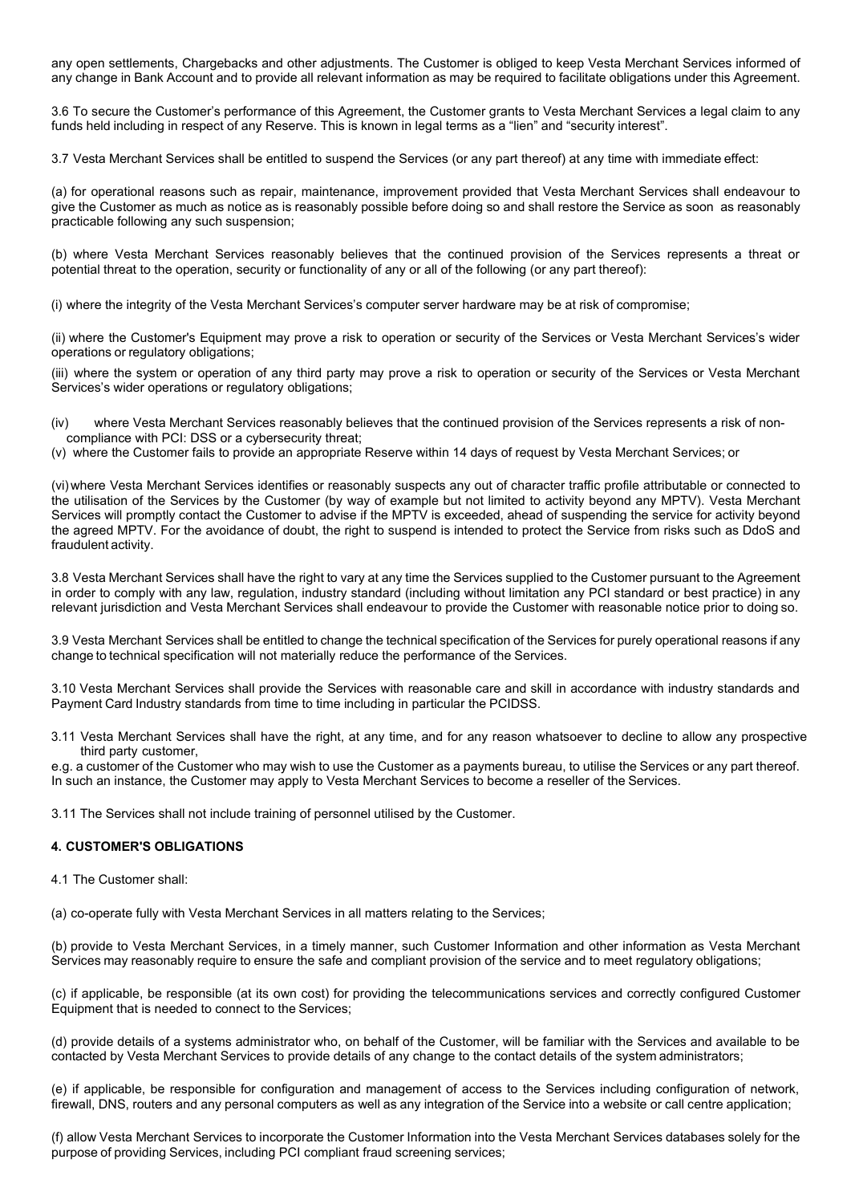any open settlements, Chargebacks and other adjustments. The Customer is obliged to keep Vesta Merchant Services informed of any change in Bank Account and to provide all relevant information as may be required to facilitate obligations under this Agreement.

3.6 To secure the Customer's performance of this Agreement, the Customer grants to Vesta Merchant Services a legal claim to any funds held including in respect of any Reserve. This is known in legal terms as a "lien" and "security interest".

3.7 Vesta Merchant Services shall be entitled to suspend the Services (or any part thereof) at any time with immediate effect:

(a) for operational reasons such as repair, maintenance, improvement provided that Vesta Merchant Services shall endeavour to give the Customer as much as notice as is reasonably possible before doing so and shall restore the Service as soon as reasonably practicable following any such suspension;

(b) where Vesta Merchant Services reasonably believes that the continued provision of the Services represents a threat or potential threat to the operation, security or functionality of any or all of the following (or any part thereof):

(i) where the integrity of the Vesta Merchant Services's computer server hardware may be at risk of compromise;

(ii) where the Customer's Equipment may prove a risk to operation or security of the Services or Vesta Merchant Services's wider operations or regulatory obligations;

(iii) where the system or operation of any third party may prove a risk to operation or security of the Services or Vesta Merchant Services's wider operations or regulatory obligations;

(iv) where Vesta Merchant Services reasonably believes that the continued provision of the Services represents a risk of non-compliance with PCI: DSS or a cybersecurity threat;

(v) where the Customer fails to provide an appropriate Reserve within 14 days of request by Vesta Merchant Services; or

(vi) where Vesta Merchant Services identifies or reasonably suspects any out of character traffic profile attributable or connected to the utilisation of the Services by the Customer (by way of example but not limited to activity beyond any MPTV). Vesta Merchant Services will promptly contact the Customer to advise if the MPTV is exceeded, ahead of suspending the service for activity beyond the agreed MPTV. For the avoidance of doubt, the right to suspend is intended to protect the Service from risks such as DdoS and fraudulent activity.

3.8 Vesta Merchant Services shall have the right to vary at any time the Services supplied to the Customer pursuant to the Agreement in order to comply with any law, regulation, industry standard (including without limitation any PCI standard or best practice) in any relevant jurisdiction and Vesta Merchant Services shall endeavour to provide the Customer with reasonable notice prior to doing so.

3.9 Vesta Merchant Services shall be entitled to change the technical specification of the Services for purely operational reasons if any change to technical specification will not materially reduce the performance of the Services.

3.10 Vesta Merchant Services shall provide the Services with reasonable care and skill in accordance with industry standards and Payment Card Industry standards from time to time including in particular the PCIDSS.

3.11 Vesta Merchant Services shall have the right, at any time, and for any reason whatsoever to decline to allow any prospective third party customer, e.g. a customer of the Customer who may wish to use the Customer as a payments bureau, to utilise the Services or any part thereof. In such an instance, the Customer may apply to Vesta Merchant Services to become a reseller of the Services.

3.11 The Services shall not include training of personnel utilised by the Customer.

**4. CUSTOMER'S OBLIGATIONS**

4.1 The Customer shall:

(a) co-operate fully with Vesta Merchant Services in all matters relating to the Services;

(b) provide to Vesta Merchant Services, in a timely manner, such Customer Information and other information as Vesta Merchant Services may reasonably require to ensure the safe and compliant provision of the service and to meet regulatory obligations;

(c) if applicable, be responsible (at its own cost) for providing the telecommunications services and correctly configured Customer Equipment that is needed to connect to the Services;

(d) provide details of a systems administrator who, on behalf of the Customer, will be familiar with the Services and available to be contacted by Vesta Merchant Services to provide details of any change to the contact details of the system administrators;

(e) if applicable, be responsible for configuration and management of access to the Services including configuration of network, firewall, DNS, routers and any personal computers as well as any integration of the Service into a website or call centre application;

(f) allow Vesta Merchant Services to incorporate the Customer Information into the Vesta Merchant Services databases solely for the purpose of providing Services, including PCI compliant fraud screening services;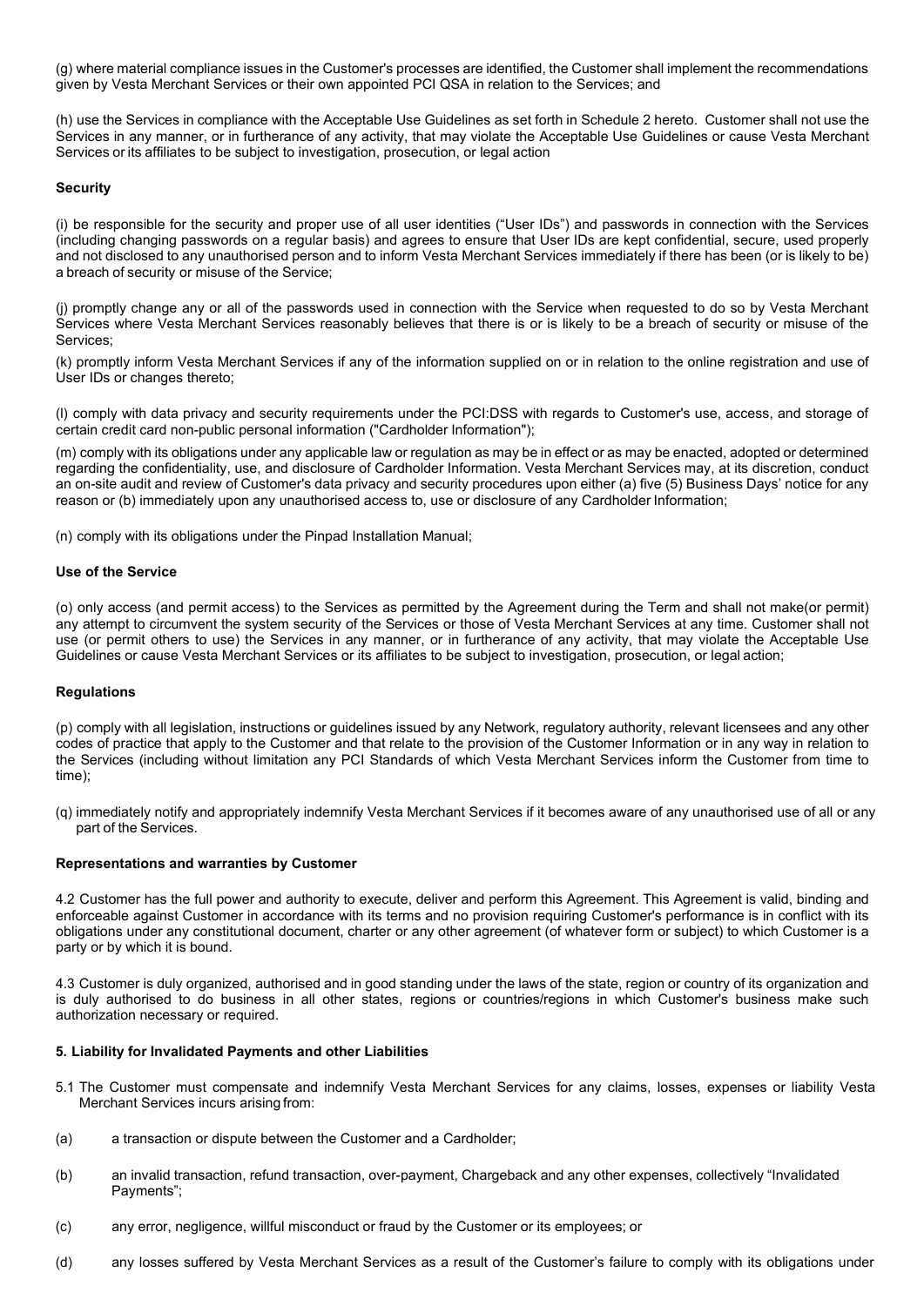(g) where material compliance issues in the Customer's processes are identified, the Customer shall implement the recommendations given by Vesta Merchant Services or their own appointed PCI QSA in relation to the Services; and

(h) use the Services in compliance with the Acceptable Use Guidelines as set forth in Schedule 2 hereto. Customer shall not use the Services in any manner, or in furtherance of any activity, that may violate the Acceptable Use Guidelines or cause Vesta Merchant Services or its affiliates to be subject to investigation, prosecution, or legal action

**Security**

(i) be responsible for the security and proper use of all user identities ("User IDs") and passwords in connection with the Services (including changing passwords on a regular basis) and agrees to ensure that User IDs are kept confidential, secure, used properly and not disclosed to any unauthorised person and to inform Vesta Merchant Services immediately if there has been (or is likely to be) a breach of security or misuse of the Service;

(j) promptly change any or all of the passwords used in connection with the Service when requested to do so by Vesta Merchant Services where Vesta Merchant Services reasonably believes that there is or is likely to be a breach of security or misuse of the Services;

(k) promptly inform Vesta Merchant Services if any of the information supplied on or in relation to the online registration and use of User IDs or changes thereto;

(l) comply with data privacy and security requirements under the PCI:DSS with regards to Customer's use, access, and storage of certain credit card non-public personal information ("Cardholder Information");

(m) comply with its obligations under any applicable law or regulation as may be in effect or as may be enacted, adopted or determined regarding the confidentiality, use, and disclosure of Cardholder Information. Vesta Merchant Services may, at its discretion, conduct an on-site audit and review of Customer's data privacy and security procedures upon either (a) five (5) Business Days' notice for any reason or (b) immediately upon any unauthorised access to, use or disclosure of any Cardholder Information;

(n) comply with its obligations under the Pinpad Installation Manual;

**Use of the Service**

(o) only access (and permit access) to the Services as permitted by the Agreement during the Term and shall not make(or permit) any attempt to circumvent the system security of the Services or those of Vesta Merchant Services at any time. Customer shall not use (or permit others to use) the Services in any manner, or in furtherance of any activity, that may violate the Acceptable Use Guidelines or cause Vesta Merchant Services or its affiliates to be subject to investigation, prosecution, or legal action;

**Regulations**

(p) comply with all legislation, instructions or guidelines issued by any Network, regulatory authority, relevant licensees and any other codes of practice that apply to the Customer and that relate to the provision of the Customer Information or in any way in relation to the Services (including without limitation any PCI Standards of which Vesta Merchant Services inform the Customer from time to time);

(q) immediately notify and appropriately indemnify Vesta Merchant Services if it becomes aware of any unauthorised use of all or any part of the Services.

**Representations and warranties by Customer**

4.2 Customer has the full power and authority to execute, deliver and perform this Agreement. This Agreement is valid, binding and enforceable against Customer in accordance with its terms and no provision requiring Customer's performance is in conflict with its obligations under any constitutional document, charter or any other agreement (of whatever form or subject) to which Customer is a party or by which it is bound.

4.3 Customer is duly organized, authorised and in good standing under the laws of the state, region or country of its organization and is duly authorised to do business in all other states, regions or countries/regions in which Customer's business make such authorization necessary or required.

**5. Liability for Invalidated Payments and other Liabilities**

5.1 The Customer must compensate and indemnify Vesta Merchant Services for any claims, losses, expenses or liability Vesta Merchant Services incurs arising from:

(a) a transaction or dispute between the Customer and a Cardholder;

(b) an invalid transaction, refund transaction, over-payment, Chargeback and any other expenses, collectively "Invalidated Payments";

(c) any error, negligence, willful misconduct or fraud by the Customer or its employees; or

(d) any losses suffered by Vesta Merchant Services as a result of the Customer's failure to comply with its obligations under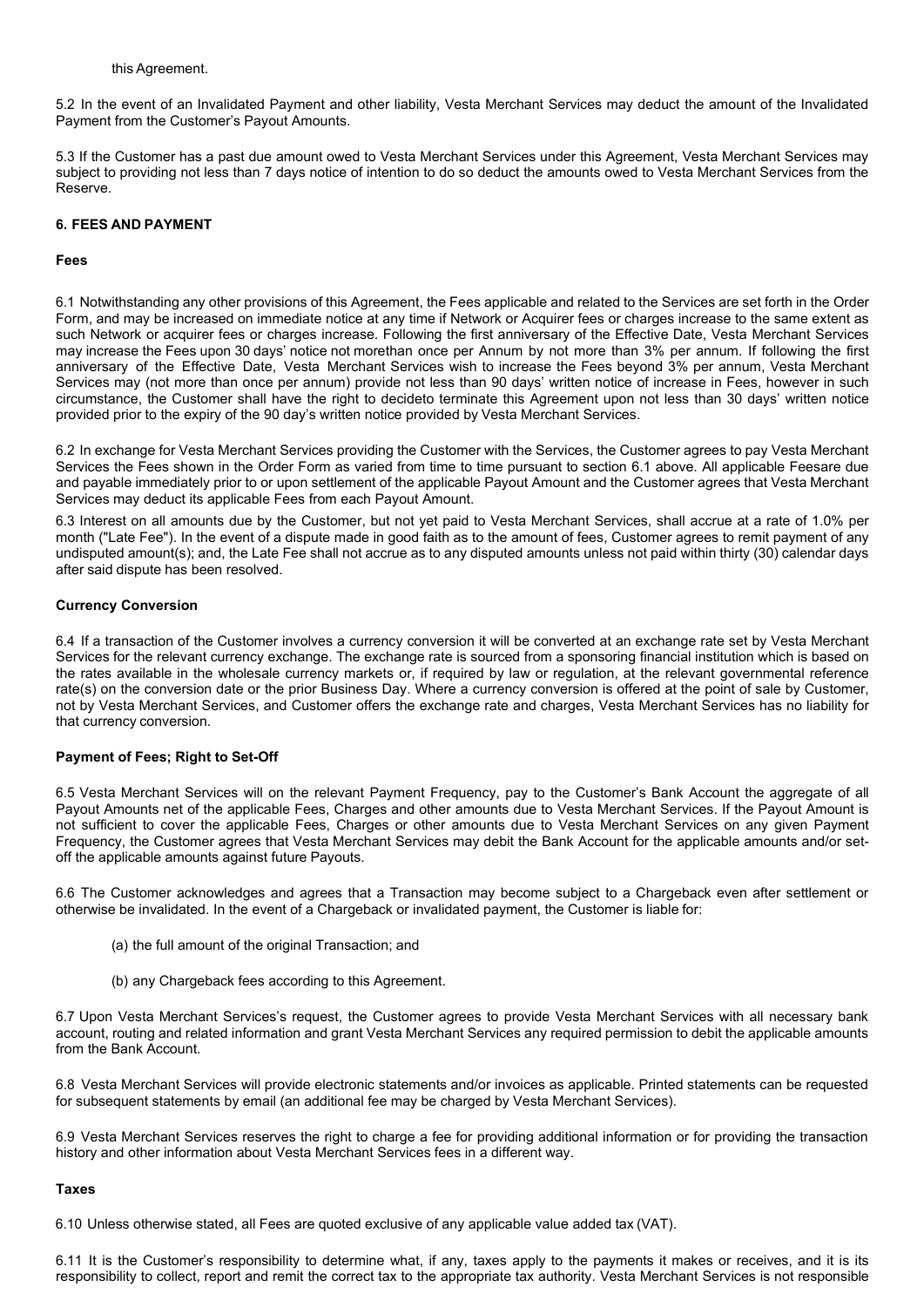this Agreement.

5.2 In the event of an Invalidated Payment and other liability, Vesta Merchant Services may deduct the amount of the Invalidated Payment from the Customer's Payout Amounts.

5.3 If the Customer has a past due amount owed to Vesta Merchant Services under this Agreement, Vesta Merchant Services may subject to providing not less than 7 days notice of intention to do so deduct the amounts owed to Vesta Merchant Services from the Reserve.

## 6. FEES AND PAYMENT

### Fees

6.1 Notwithstanding any other provisions of this Agreement, the Fees applicable and related to the Services are set forth in the Order Form, and may be increased on immediate notice at any time if Network or Acquirer fees or charges increase to the same extent as such Network or acquirer fees or charges increase. Following the first anniversary of the Effective Date, Vesta Merchant Services may increase the Fees upon 30 days' notice not morethan once per Annum by not more than 3% per annum. If following the first anniversary of the Effective Date, Vesta Merchant Services wish to increase the Fees beyond 3% per annum, Vesta Merchant Services may (not more than once per annum) provide not less than 90 days' written notice of increase in Fees, however in such circumstance, the Customer shall have the right to decideto terminate this Agreement upon not less than 30 days' written notice provided prior to the expiry of the 90 day's written notice provided by Vesta Merchant Services.

6.2 In exchange for Vesta Merchant Services providing the Customer with the Services, the Customer agrees to pay Vesta Merchant Services the Fees shown in the Order Form as varied from time to time pursuant to section 6.1 above. All applicable Feesare due and payable immediately prior to or upon settlement of the applicable Payout Amount and the Customer agrees that Vesta Merchant Services may deduct its applicable Fees from each Payout Amount.

6.3 Interest on all amounts due by the Customer, but not yet paid to Vesta Merchant Services, shall accrue at a rate of 1.0% per month ("Late Fee"). In the event of a dispute made in good faith as to the amount of fees, Customer agrees to remit payment of any undisputed amount(s); and, the Late Fee shall not accrue as to any disputed amounts unless not paid within thirty (30) calendar days after said dispute has been resolved.

### Currency Conversion

6.4 If a transaction of the Customer involves a currency conversion it will be converted at an exchange rate set by Vesta Merchant Services for the relevant currency exchange. The exchange rate is sourced from a sponsoring financial institution which is based on the rates available in the wholesale currency markets or, if required by law or regulation, at the relevant governmental reference rate(s) on the conversion date or the prior Business Day. Where a currency conversion is offered at the point of sale by Customer, not by Vesta Merchant Services, and Customer offers the exchange rate and charges, Vesta Merchant Services has no liability for that currency conversion.

### Payment of Fees; Right to Set-Off

6.5 Vesta Merchant Services will on the relevant Payment Frequency, pay to the Customer's Bank Account the aggregate of all Payout Amounts net of the applicable Fees, Charges and other amounts due to Vesta Merchant Services. If the Payout Amount is not sufficient to cover the applicable Fees, Charges or other amounts due to Vesta Merchant Services on any given Payment Frequency, the Customer agrees that Vesta Merchant Services may debit the Bank Account for the applicable amounts and/or set-off the applicable amounts against future Payouts.

6.6 The Customer acknowledges and agrees that a Transaction may become subject to a Chargeback even after settlement or otherwise be invalidated. In the event of a Chargeback or invalidated payment, the Customer is liable for:

(a) the full amount of the original Transaction; and

(b) any Chargeback fees according to this Agreement.

6.7 Upon Vesta Merchant Services's request, the Customer agrees to provide Vesta Merchant Services with all necessary bank account, routing and related information and grant Vesta Merchant Services any required permission to debit the applicable amounts from the Bank Account.

6.8 Vesta Merchant Services will provide electronic statements and/or invoices as applicable. Printed statements can be requested for subsequent statements by email (an additional fee may be charged by Vesta Merchant Services).

6.9 Vesta Merchant Services reserves the right to charge a fee for providing additional information or for providing the transaction history and other information about Vesta Merchant Services fees in a different way.

### Taxes

6.10 Unless otherwise stated, all Fees are quoted exclusive of any applicable value added tax (VAT).

6.11 It is the Customer's responsibility to determine what, if any, taxes apply to the payments it makes or receives, and it is its responsibility to collect, report and remit the correct tax to the appropriate tax authority. Vesta Merchant Services is not responsible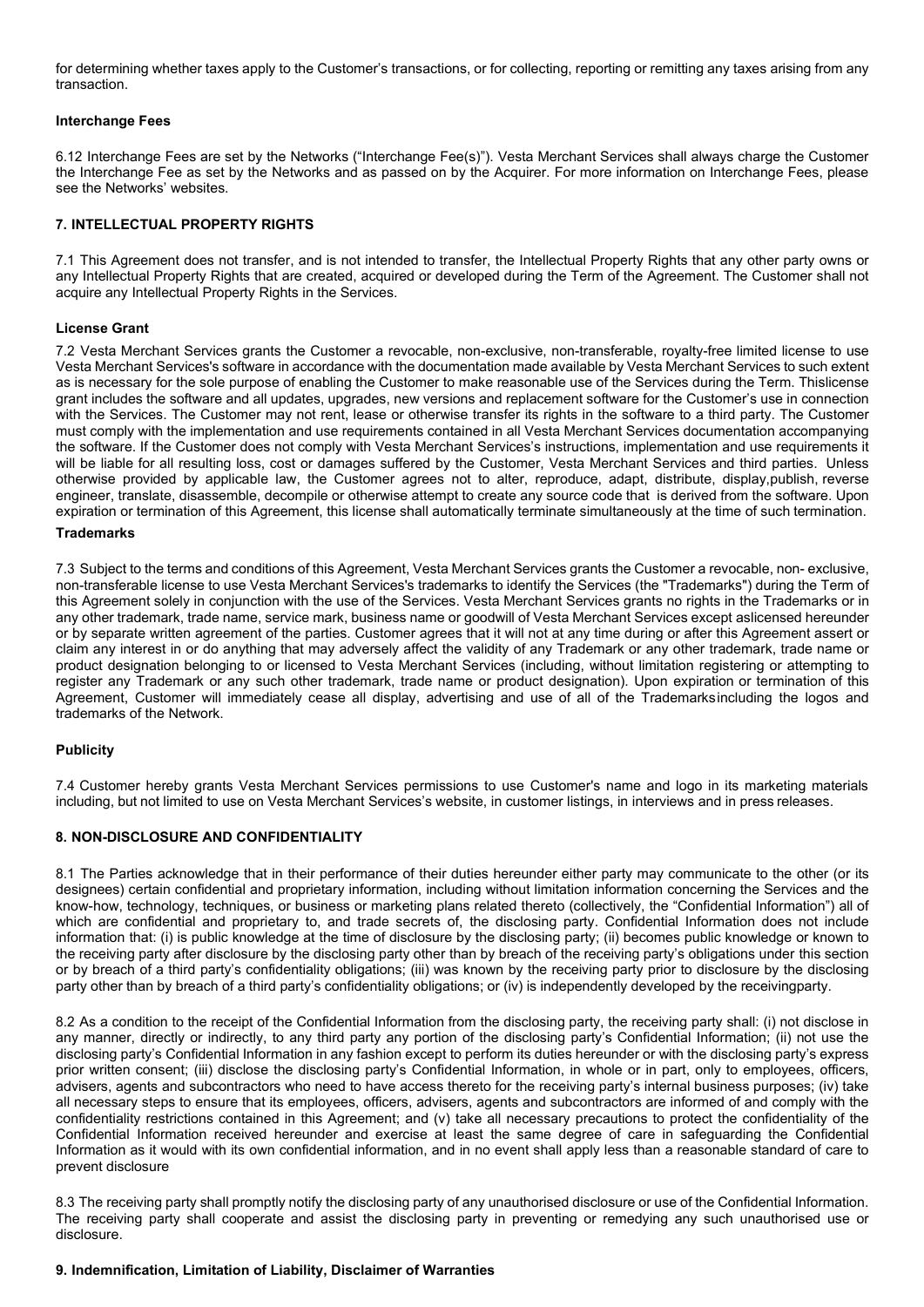for determining whether taxes apply to the Customer's transactions, or for collecting, reporting or remitting any taxes arising from any transaction.

**Interchange Fees**

6.12 Interchange Fees are set by the Networks ("Interchange Fee(s)"). Vesta Merchant Services shall always charge the Customer the Interchange Fee as set by the Networks and as passed on by the Acquirer. For more information on Interchange Fees, please see the Networks' websites.

## 7. INTELLECTUAL PROPERTY RIGHTS

7.1 This Agreement does not transfer, and is not intended to transfer, the Intellectual Property Rights that any other party owns or any Intellectual Property Rights that are created, acquired or developed during the Term of the Agreement. The Customer shall not acquire any Intellectual Property Rights in the Services.

**License Grant**

7.2 Vesta Merchant Services grants the Customer a revocable, non-exclusive, non-transferable, royalty-free limited license to use Vesta Merchant Services's software in accordance with the documentation made available by Vesta Merchant Services to such extent as is necessary for the sole purpose of enabling the Customer to make reasonable use of the Services during the Term. Thislicense grant includes the software and all updates, upgrades, new versions and replacement software for the Customer's use in connection with the Services. The Customer may not rent, lease or otherwise transfer its rights in the software to a third party. The Customer must comply with the implementation and use requirements contained in all Vesta Merchant Services documentation accompanying the software. If the Customer does not comply with Vesta Merchant Services's instructions, implementation and use requirements it will be liable for all resulting loss, cost or damages suffered by the Customer, Vesta Merchant Services and third parties. Unless otherwise provided by applicable law, the Customer agrees not to alter, reproduce, adapt, distribute, display,publish, reverse engineer, translate, disassemble, decompile or otherwise attempt to create any source code that is derived from the software. Upon expiration or termination of this Agreement, this license shall automatically terminate simultaneously at the time of such termination.

**Trademarks**

7.3 Subject to the terms and conditions of this Agreement, Vesta Merchant Services grants the Customer a revocable, non- exclusive, non-transferable license to use Vesta Merchant Services's trademarks to identify the Services (the "Trademarks") during the Term of this Agreement solely in conjunction with the use of the Services. Vesta Merchant Services grants no rights in the Trademarks or in any other trademark, trade name, service mark, business name or goodwill of Vesta Merchant Services except aslicensed hereunder or by separate written agreement of the parties. Customer agrees that it will not at any time during or after this Agreement assert or claim any interest in or do anything that may adversely affect the validity of any Trademark or any other trademark, trade name or product designation belonging to or licensed to Vesta Merchant Services (including, without limitation registering or attempting to register any Trademark or any such other trademark, trade name or product designation). Upon expiration or termination of this Agreement, Customer will immediately cease all display, advertising and use of all of the Trademarksincluding the logos and trademarks of the Network.

**Publicity**

7.4 Customer hereby grants Vesta Merchant Services permissions to use Customer's name and logo in its marketing materials including, but not limited to use on Vesta Merchant Services's website, in customer listings, in interviews and in press releases.

## 8. NON-DISCLOSURE AND CONFIDENTIALITY

8.1 The Parties acknowledge that in their performance of their duties hereunder either party may communicate to the other (or its designees) certain confidential and proprietary information, including without limitation information concerning the Services and the know-how, technology, techniques, or business or marketing plans related thereto (collectively, the "Confidential Information") all of which are confidential and proprietary to, and trade secrets of, the disclosing party. Confidential Information does not include information that: (i) is public knowledge at the time of disclosure by the disclosing party; (ii) becomes public knowledge or known to the receiving party after disclosure by the disclosing party other than by breach of the receiving party's obligations under this section or by breach of a third party's confidentiality obligations; (iii) was known by the receiving party prior to disclosure by the disclosing party other than by breach of a third party's confidentiality obligations; or (iv) is independently developed by the receivingparty.

8.2 As a condition to the receipt of the Confidential Information from the disclosing party, the receiving party shall: (i) not disclose in any manner, directly or indirectly, to any third party any portion of the disclosing party's Confidential Information; (ii) not use the disclosing party's Confidential Information in any fashion except to perform its duties hereunder or with the disclosing party's express prior written consent; (iii) disclose the disclosing party's Confidential Information, in whole or in part, only to employees, officers, advisers, agents and subcontractors who need to have access thereto for the receiving party's internal business purposes; (iv) take all necessary steps to ensure that its employees, officers, advisers, agents and subcontractors are informed of and comply with the confidentiality restrictions contained in this Agreement; and (v) take all necessary precautions to protect the confidentiality of the Confidential Information received hereunder and exercise at least the same degree of care in safeguarding the Confidential Information as it would with its own confidential information, and in no event shall apply less than a reasonable standard of care to prevent disclosure

8.3 The receiving party shall promptly notify the disclosing party of any unauthorised disclosure or use of the Confidential Information. The receiving party shall cooperate and assist the disclosing party in preventing or remedying any such unauthorised use or disclosure.

## 9. Indemnification, Limitation of Liability, Disclaimer of Warranties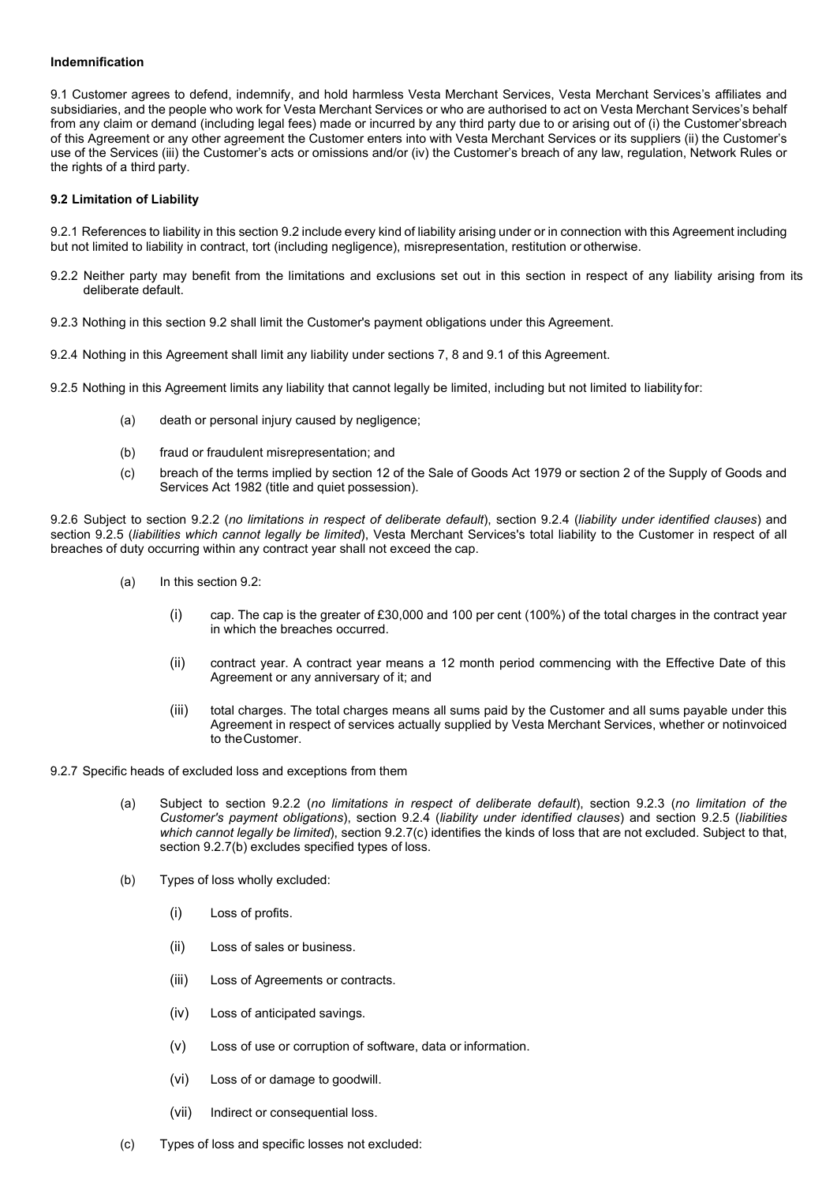**Indemnification**

9.1 Customer agrees to defend, indemnify, and hold harmless Vesta Merchant Services, Vesta Merchant Services's affiliates and subsidiaries, and the people who work for Vesta Merchant Services or who are authorised to act on Vesta Merchant Services's behalf from any claim or demand (including legal fees) made or incurred by any third party due to or arising out of (i) the Customer'sbreach of this Agreement or any other agreement the Customer enters into with Vesta Merchant Services or its suppliers (ii) the Customer's use of the Services (iii) the Customer's acts or omissions and/or (iv) the Customer's breach of any law, regulation, Network Rules or the rights of a third party.

**9.2 Limitation of Liability**

9.2.1 References to liability in this section 9.2 include every kind of liability arising under or in connection with this Agreement including but not limited to liability in contract, tort (including negligence), misrepresentation, restitution or otherwise.

9.2.2 Neither party may benefit from the limitations and exclusions set out in this section in respect of any liability arising from its deliberate default.

9.2.3 Nothing in this section 9.2 shall limit the Customer's payment obligations under this Agreement.

9.2.4 Nothing in this Agreement shall limit any liability under sections 7, 8 and 9.1 of this Agreement.

9.2.5 Nothing in this Agreement limits any liability that cannot legally be limited, including but not limited to liability for:

(a) death or personal injury caused by negligence;

(b) fraud or fraudulent misrepresentation; and

(c) breach of the terms implied by section 12 of the Sale of Goods Act 1979 or section 2 of the Supply of Goods and Services Act 1982 (title and quiet possession).

9.2.6 Subject to section 9.2.2 (*no limitations in respect of deliberate default*), section 9.2.4 (*liability under identified clauses*) and section 9.2.5 (*liabilities which cannot legally be limited*), Vesta Merchant Services's total liability to the Customer in respect of all breaches of duty occurring within any contract year shall not exceed the cap.

(a) In this section 9.2:

(i) cap. The cap is the greater of £30,000 and 100 per cent (100%) of the total charges in the contract year in which the breaches occurred.

(ii) contract year. A contract year means a 12 month period commencing with the Effective Date of this Agreement or any anniversary of it; and

(iii) total charges. The total charges means all sums paid by the Customer and all sums payable under this Agreement in respect of services actually supplied by Vesta Merchant Services, whether or notinvoiced to theCustomer.

9.2.7 Specific heads of excluded loss and exceptions from them

(a) Subject to section 9.2.2 (*no limitations in respect of deliberate default*), section 9.2.3 (*no limitation of the Customer's payment obligations*), section 9.2.4 (*liability under identified clauses*) and section 9.2.5 (*liabilities which cannot legally be limited*), section 9.2.7(c) identifies the kinds of loss that are not excluded. Subject to that, section 9.2.7(b) excludes specified types of loss.

(b) Types of loss wholly excluded:

(i) Loss of profits.

(ii) Loss of sales or business.

(iii) Loss of Agreements or contracts.

(iv) Loss of anticipated savings.

(v) Loss of use or corruption of software, data or information.

(vi) Loss of or damage to goodwill.

(vii) Indirect or consequential loss.

(c) Types of loss and specific losses not excluded: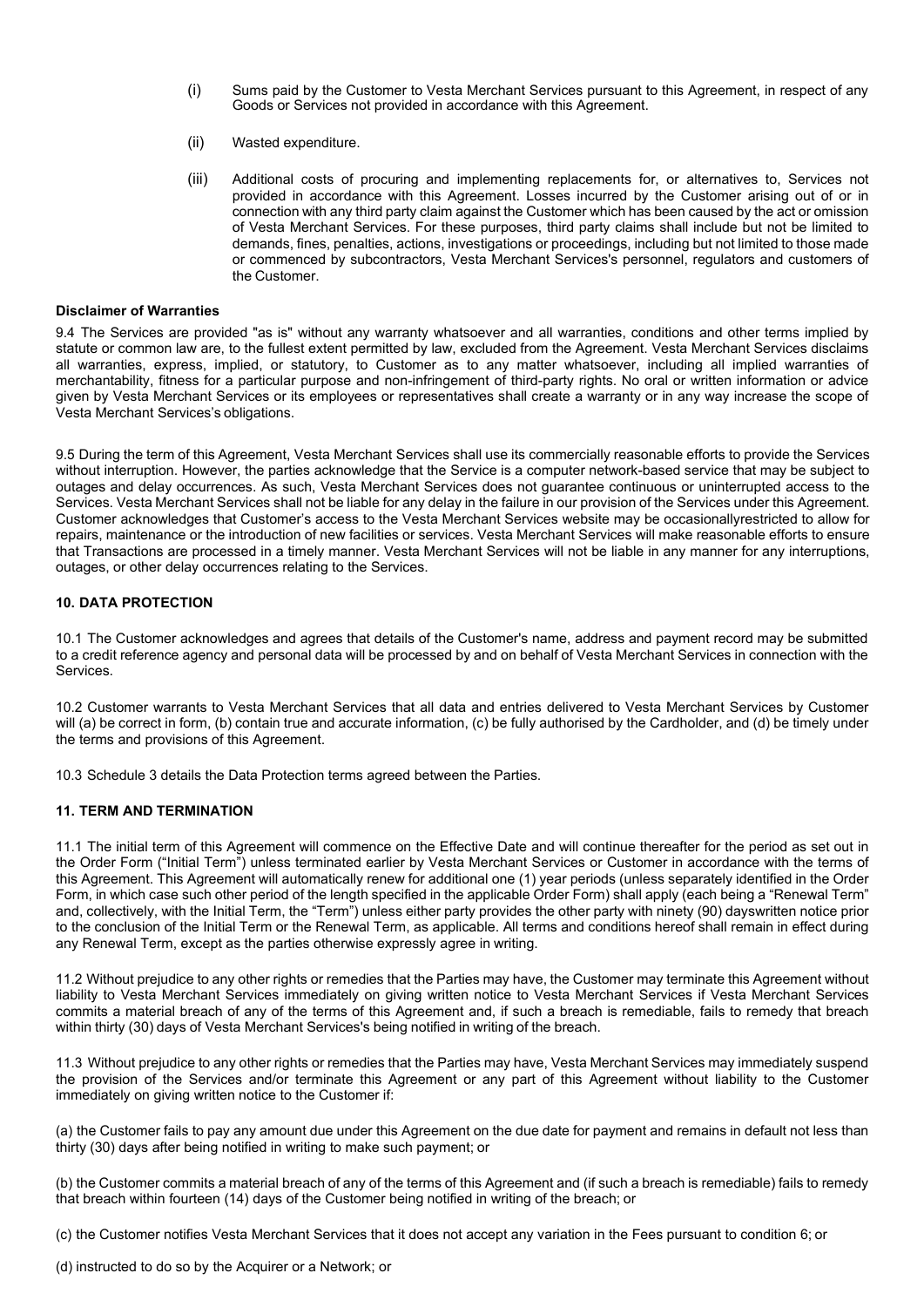(i) Sums paid by the Customer to Vesta Merchant Services pursuant to this Agreement, in respect of any Goods or Services not provided in accordance with this Agreement.

(ii) Wasted expenditure.

(iii) Additional costs of procuring and implementing replacements for, or alternatives to, Services not provided in accordance with this Agreement. Losses incurred by the Customer arising out of or in connection with any third party claim against the Customer which has been caused by the act or omission of Vesta Merchant Services. For these purposes, third party claims shall include but not be limited to demands, fines, penalties, actions, investigations or proceedings, including but not limited to those made or commenced by subcontractors, Vesta Merchant Services's personnel, regulators and customers of the Customer.

**Disclaimer of Warranties**

9.4 The Services are provided "as is" without any warranty whatsoever and all warranties, conditions and other terms implied by statute or common law are, to the fullest extent permitted by law, excluded from the Agreement. Vesta Merchant Services disclaims all warranties, express, implied, or statutory, to Customer as to any matter whatsoever, including all implied warranties of merchantability, fitness for a particular purpose and non-infringement of third-party rights. No oral or written information or advice given by Vesta Merchant Services or its employees or representatives shall create a warranty or in any way increase the scope of Vesta Merchant Services's obligations.

9.5 During the term of this Agreement, Vesta Merchant Services shall use its commercially reasonable efforts to provide the Services without interruption. However, the parties acknowledge that the Service is a computer network-based service that may be subject to outages and delay occurrences. As such, Vesta Merchant Services does not guarantee continuous or uninterrupted access to the Services. Vesta Merchant Services shall not be liable for any delay in the failure in our provision of the Services under this Agreement. Customer acknowledges that Customer's access to the Vesta Merchant Services website may be occasionallyrestricted to allow for repairs, maintenance or the introduction of new facilities or services. Vesta Merchant Services will make reasonable efforts to ensure that Transactions are processed in a timely manner. Vesta Merchant Services will not be liable in any manner for any interruptions, outages, or other delay occurrences relating to the Services.

**10. DATA PROTECTION**

10.1 The Customer acknowledges and agrees that details of the Customer's name, address and payment record may be submitted to a credit reference agency and personal data will be processed by and on behalf of Vesta Merchant Services in connection with the Services.

10.2 Customer warrants to Vesta Merchant Services that all data and entries delivered to Vesta Merchant Services by Customer will (a) be correct in form, (b) contain true and accurate information, (c) be fully authorised by the Cardholder, and (d) be timely under the terms and provisions of this Agreement.

10.3 Schedule 3 details the Data Protection terms agreed between the Parties.

**11. TERM AND TERMINATION**

11.1 The initial term of this Agreement will commence on the Effective Date and will continue thereafter for the period as set out in the Order Form ("Initial Term") unless terminated earlier by Vesta Merchant Services or Customer in accordance with the terms of this Agreement. This Agreement will automatically renew for additional one (1) year periods (unless separately identified in the Order Form, in which case such other period of the length specified in the applicable Order Form) shall apply (each being a "Renewal Term" and, collectively, with the Initial Term, the "Term") unless either party provides the other party with ninety (90) dayswritten notice prior to the conclusion of the Initial Term or the Renewal Term, as applicable. All terms and conditions hereof shall remain in effect during any Renewal Term, except as the parties otherwise expressly agree in writing.

11.2 Without prejudice to any other rights or remedies that the Parties may have, the Customer may terminate this Agreement without liability to Vesta Merchant Services immediately on giving written notice to Vesta Merchant Services if Vesta Merchant Services commits a material breach of any of the terms of this Agreement and, if such a breach is remediable, fails to remedy that breach within thirty (30) days of Vesta Merchant Services's being notified in writing of the breach.

11.3 Without prejudice to any other rights or remedies that the Parties may have, Vesta Merchant Services may immediately suspend the provision of the Services and/or terminate this Agreement or any part of this Agreement without liability to the Customer immediately on giving written notice to the Customer if:

(a) the Customer fails to pay any amount due under this Agreement on the due date for payment and remains in default not less than thirty (30) days after being notified in writing to make such payment; or

(b) the Customer commits a material breach of any of the terms of this Agreement and (if such a breach is remediable) fails to remedy that breach within fourteen (14) days of the Customer being notified in writing of the breach; or

(c) the Customer notifies Vesta Merchant Services that it does not accept any variation in the Fees pursuant to condition 6; or

(d) instructed to do so by the Acquirer or a Network; or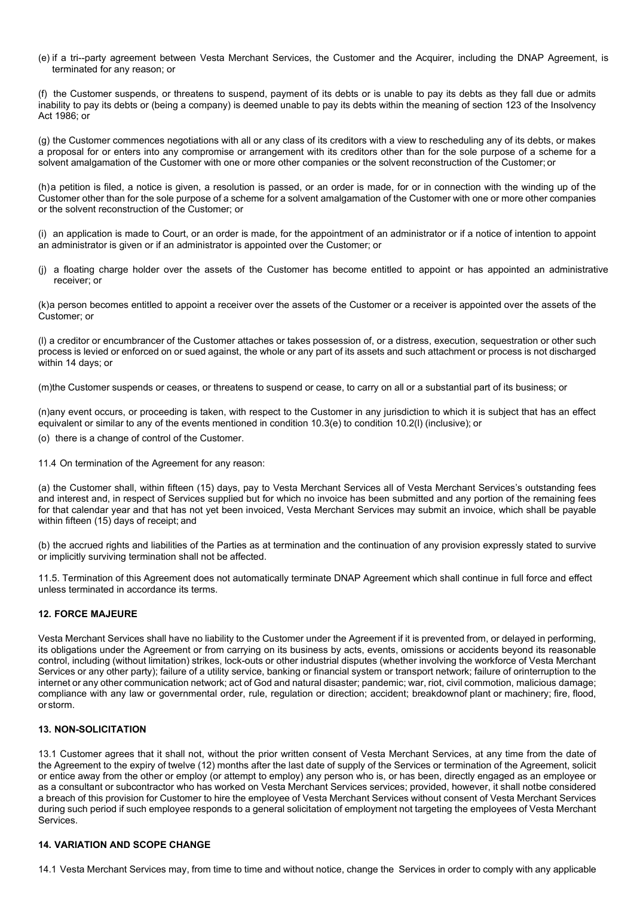(e) if a tri--party agreement between Vesta Merchant Services, the Customer and the Acquirer, including the DNAP Agreement, is terminated for any reason; or

(f) the Customer suspends, or threatens to suspend, payment of its debts or is unable to pay its debts as they fall due or admits inability to pay its debts or (being a company) is deemed unable to pay its debts within the meaning of section 123 of the Insolvency Act 1986; or

(g) the Customer commences negotiations with all or any class of its creditors with a view to rescheduling any of its debts, or makes a proposal for or enters into any compromise or arrangement with its creditors other than for the sole purpose of a scheme for a solvent amalgamation of the Customer with one or more other companies or the solvent reconstruction of the Customer; or

(h) a petition is filed, a notice is given, a resolution is passed, or an order is made, for or in connection with the winding up of the Customer other than for the sole purpose of a scheme for a solvent amalgamation of the Customer with one or more other companies or the solvent reconstruction of the Customer; or

(i) an application is made to Court, or an order is made, for the appointment of an administrator or if a notice of intention to appoint an administrator is given or if an administrator is appointed over the Customer; or

(j) a floating charge holder over the assets of the Customer has become entitled to appoint or has appointed an administrative receiver; or

(k) a person becomes entitled to appoint a receiver over the assets of the Customer or a receiver is appointed over the assets of the Customer; or

(l) a creditor or encumbrancer of the Customer attaches or takes possession of, or a distress, execution, sequestration or other such process is levied or enforced on or sued against, the whole or any part of its assets and such attachment or process is not discharged within 14 days; or

(m) the Customer suspends or ceases, or threatens to suspend or cease, to carry on all or a substantial part of its business; or

(n) any event occurs, or proceeding is taken, with respect to the Customer in any jurisdiction to which it is subject that has an effect equivalent or similar to any of the events mentioned in condition 10.3(e) to condition 10.2(l) (inclusive); or

(o) there is a change of control of the Customer.

11.4 On termination of the Agreement for any reason:

(a) the Customer shall, within fifteen (15) days, pay to Vesta Merchant Services all of Vesta Merchant Services's outstanding fees and interest and, in respect of Services supplied but for which no invoice has been submitted and any portion of the remaining fees for that calendar year and that has not yet been invoiced, Vesta Merchant Services may submit an invoice, which shall be payable within fifteen (15) days of receipt; and

(b) the accrued rights and liabilities of the Parties as at termination and the continuation of any provision expressly stated to survive or implicitly surviving termination shall not be affected.

11.5. Termination of this Agreement does not automatically terminate DNAP Agreement which shall continue in full force and effect unless terminated in accordance its terms.

**12. FORCE MAJEURE**

Vesta Merchant Services shall have no liability to the Customer under the Agreement if it is prevented from, or delayed in performing, its obligations under the Agreement or from carrying on its business by acts, events, omissions or accidents beyond its reasonable control, including (without limitation) strikes, lock-outs or other industrial disputes (whether involving the workforce of Vesta Merchant Services or any other party); failure of a utility service, banking or financial system or transport network; failure of orinterruption to the internet or any other communication network; act of God and natural disaster; pandemic; war, riot, civil commotion, malicious damage; compliance with any law or governmental order, rule, regulation or direction; accident; breakdownof plant or machinery; fire, flood, orstorm.

**13. NON-SOLICITATION**

13.1 Customer agrees that it shall not, without the prior written consent of Vesta Merchant Services, at any time from the date of the Agreement to the expiry of twelve (12) months after the last date of supply of the Services or termination of the Agreement, solicit or entice away from the other or employ (or attempt to employ) any person who is, or has been, directly engaged as an employee or as a consultant or subcontractor who has worked on Vesta Merchant Services services; provided, however, it shall notbe considered a breach of this provision for Customer to hire the employee of Vesta Merchant Services without consent of Vesta Merchant Services during such period if such employee responds to a general solicitation of employment not targeting the employees of Vesta Merchant Services.

**14. VARIATION AND SCOPE CHANGE**

14.1 Vesta Merchant Services may, from time to time and without notice, change the Services in order to comply with any applicable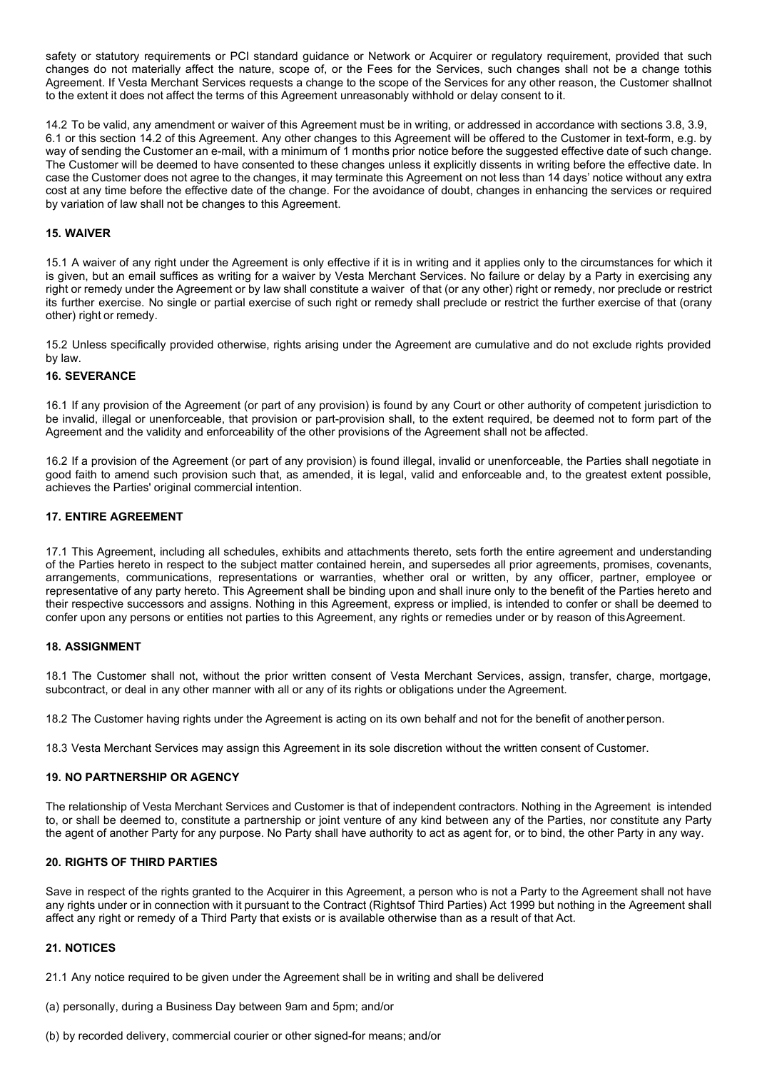safety or statutory requirements or PCI standard guidance or Network or Acquirer or regulatory requirement, provided that such changes do not materially affect the nature, scope of, or the Fees for the Services, such changes shall not be a change tothis Agreement. If Vesta Merchant Services requests a change to the scope of the Services for any other reason, the Customer shallnot to the extent it does not affect the terms of this Agreement unreasonably withhold or delay consent to it.

14.2 To be valid, any amendment or waiver of this Agreement must be in writing, or addressed in accordance with sections 3.8, 3.9, 6.1 or this section 14.2 of this Agreement. Any other changes to this Agreement will be offered to the Customer in text-form, e.g. by way of sending the Customer an e-mail, with a minimum of 1 months prior notice before the suggested effective date of such change. The Customer will be deemed to have consented to these changes unless it explicitly dissents in writing before the effective date. In case the Customer does not agree to the changes, it may terminate this Agreement on not less than 14 days' notice without any extra cost at any time before the effective date of the change. For the avoidance of doubt, changes in enhancing the services or required by variation of law shall not be changes to this Agreement.

**15. WAIVER**

15.1 A waiver of any right under the Agreement is only effective if it is in writing and it applies only to the circumstances for which it is given, but an email suffices as writing for a waiver by Vesta Merchant Services. No failure or delay by a Party in exercising any right or remedy under the Agreement or by law shall constitute a waiver of that (or any other) right or remedy, nor preclude or restrict its further exercise. No single or partial exercise of such right or remedy shall preclude or restrict the further exercise of that (orany other) right or remedy.

15.2 Unless specifically provided otherwise, rights arising under the Agreement are cumulative and do not exclude rights provided by law.

**16. SEVERANCE**

16.1 If any provision of the Agreement (or part of any provision) is found by any Court or other authority of competent jurisdiction to be invalid, illegal or unenforceable, that provision or part-provision shall, to the extent required, be deemed not to form part of the Agreement and the validity and enforceability of the other provisions of the Agreement shall not be affected.

16.2 If a provision of the Agreement (or part of any provision) is found illegal, invalid or unenforceable, the Parties shall negotiate in good faith to amend such provision such that, as amended, it is legal, valid and enforceable and, to the greatest extent possible, achieves the Parties' original commercial intention.

**17. ENTIRE AGREEMENT**

17.1 This Agreement, including all schedules, exhibits and attachments thereto, sets forth the entire agreement and understanding of the Parties hereto in respect to the subject matter contained herein, and supersedes all prior agreements, promises, covenants, arrangements, communications, representations or warranties, whether oral or written, by any officer, partner, employee or representative of any party hereto. This Agreement shall be binding upon and shall inure only to the benefit of the Parties hereto and their respective successors and assigns. Nothing in this Agreement, express or implied, is intended to confer or shall be deemed to confer upon any persons or entities not parties to this Agreement, any rights or remedies under or by reason of thisAgreement.

**18. ASSIGNMENT**

18.1 The Customer shall not, without the prior written consent of Vesta Merchant Services, assign, transfer, charge, mortgage, subcontract, or deal in any other manner with all or any of its rights or obligations under the Agreement.

18.2 The Customer having rights under the Agreement is acting on its own behalf and not for the benefit of another person.

18.3 Vesta Merchant Services may assign this Agreement in its sole discretion without the written consent of Customer.

**19. NO PARTNERSHIP OR AGENCY**

The relationship of Vesta Merchant Services and Customer is that of independent contractors. Nothing in the Agreement is intended to, or shall be deemed to, constitute a partnership or joint venture of any kind between any of the Parties, nor constitute any Party the agent of another Party for any purpose. No Party shall have authority to act as agent for, or to bind, the other Party in any way.

**20. RIGHTS OF THIRD PARTIES**

Save in respect of the rights granted to the Acquirer in this Agreement, a person who is not a Party to the Agreement shall not have any rights under or in connection with it pursuant to the Contract (Rightsof Third Parties) Act 1999 but nothing in the Agreement shall affect any right or remedy of a Third Party that exists or is available otherwise than as a result of that Act.

**21. NOTICES**

21.1 Any notice required to be given under the Agreement shall be in writing and shall be delivered

(a) personally, during a Business Day between 9am and 5pm; and/or

(b) by recorded delivery, commercial courier or other signed-for means; and/or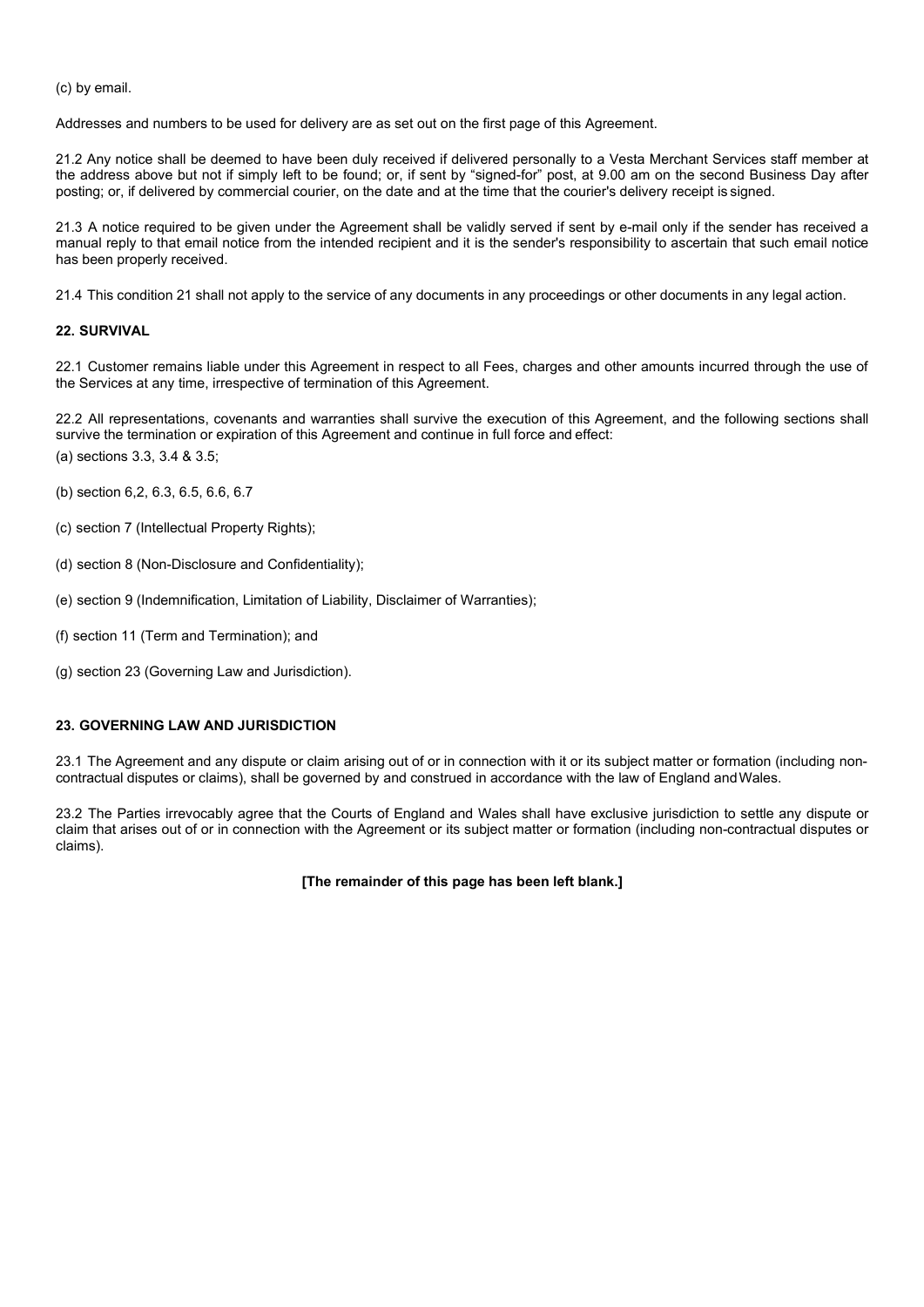(c) by email.

Addresses and numbers to be used for delivery are as set out on the first page of this Agreement.

21.2 Any notice shall be deemed to have been duly received if delivered personally to a Vesta Merchant Services staff member at the address above but not if simply left to be found; or, if sent by "signed-for" post, at 9.00 am on the second Business Day after posting; or, if delivered by commercial courier, on the date and at the time that the courier's delivery receipt is signed.

21.3 A notice required to be given under the Agreement shall be validly served if sent by e-mail only if the sender has received a manual reply to that email notice from the intended recipient and it is the sender's responsibility to ascertain that such email notice has been properly received.

21.4 This condition 21 shall not apply to the service of any documents in any proceedings or other documents in any legal action.

**22. SURVIVAL**

22.1 Customer remains liable under this Agreement in respect to all Fees, charges and other amounts incurred through the use of the Services at any time, irrespective of termination of this Agreement.

22.2 All representations, covenants and warranties shall survive the execution of this Agreement, and the following sections shall survive the termination or expiration of this Agreement and continue in full force and effect:

(a) sections 3.3, 3.4 & 3.5;

(b) section 6,2, 6.3, 6.5, 6.6, 6.7

(c) section 7 (Intellectual Property Rights);

(d) section 8 (Non-Disclosure and Confidentiality);

(e) section 9 (Indemnification, Limitation of Liability, Disclaimer of Warranties);

(f) section 11 (Term and Termination); and

(g) section 23 (Governing Law and Jurisdiction).

**23. GOVERNING LAW AND JURISDICTION**

23.1 The Agreement and any dispute or claim arising out of or in connection with it or its subject matter or formation (including non-contractual disputes or claims), shall be governed by and construed in accordance with the law of England and Wales.

23.2 The Parties irrevocably agree that the Courts of England and Wales shall have exclusive jurisdiction to settle any dispute or claim that arises out of or in connection with the Agreement or its subject matter or formation (including non-contractual disputes or claims).

**[The remainder of this page has been left blank.]**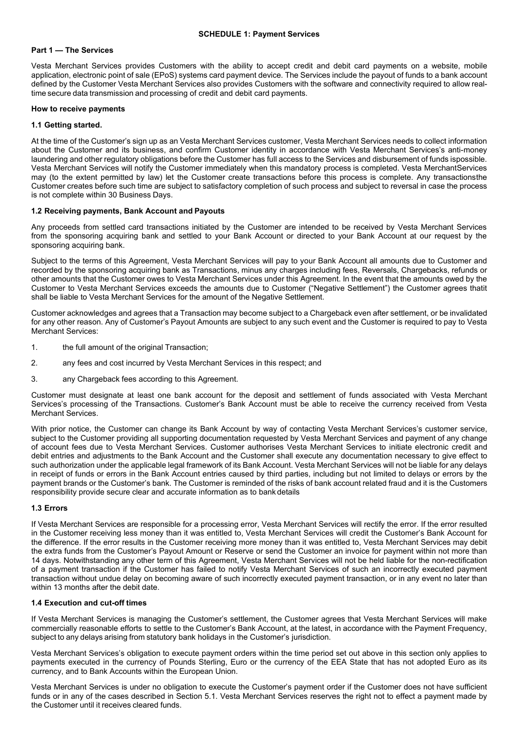**SCHEDULE 1: Payment Services**

**Part 1 — The Services**

Vesta Merchant Services provides Customers with the ability to accept credit and debit card payments on a website, mobile application, electronic point of sale (EPoS) systems card payment device. The Services include the payout of funds to a bank account defined by the Customer Vesta Merchant Services also provides Customers with the software and connectivity required to allow real-time secure data transmission and processing of credit and debit card payments.

**How to receive payments**

**1.1 Getting started.**

At the time of the Customer's sign up as an Vesta Merchant Services customer, Vesta Merchant Services needs to collect information about the Customer and its business, and confirm Customer identity in accordance with Vesta Merchant Services's anti-money laundering and other regulatory obligations before the Customer has full access to the Services and disbursement of funds ispossible. Vesta Merchant Services will notify the Customer immediately when this mandatory process is completed. Vesta MerchantServices may (to the extent permitted by law) let the Customer create transactions before this process is complete. Any transactionsthe Customer creates before such time are subject to satisfactory completion of such process and subject to reversal in case the process is not complete within 30 Business Days.

**1.2 Receiving payments, Bank Account and Payouts**

Any proceeds from settled card transactions initiated by the Customer are intended to be received by Vesta Merchant Services from the sponsoring acquiring bank and settled to your Bank Account or directed to your Bank Account at our request by the sponsoring acquiring bank.

Subject to the terms of this Agreement, Vesta Merchant Services will pay to your Bank Account all amounts due to Customer and recorded by the sponsoring acquiring bank as Transactions, minus any charges including fees, Reversals, Chargebacks, refunds or other amounts that the Customer owes to Vesta Merchant Services under this Agreement. In the event that the amounts owed by the Customer to Vesta Merchant Services exceeds the amounts due to Customer ("Negative Settlement") the Customer agrees thatit shall be liable to Vesta Merchant Services for the amount of the Negative Settlement.

Customer acknowledges and agrees that a Transaction may become subject to a Chargeback even after settlement, or be invalidated for any other reason. Any of Customer's Payout Amounts are subject to any such event and the Customer is required to pay to Vesta Merchant Services:

1. the full amount of the original Transaction;
2. any fees and cost incurred by Vesta Merchant Services in this respect; and
3. any Chargeback fees according to this Agreement.

Customer must designate at least one bank account for the deposit and settlement of funds associated with Vesta Merchant Services's processing of the Transactions. Customer's Bank Account must be able to receive the currency received from Vesta Merchant Services.

With prior notice, the Customer can change its Bank Account by way of contacting Vesta Merchant Services's customer service, subject to the Customer providing all supporting documentation requested by Vesta Merchant Services and payment of any change of account fees due to Vesta Merchant Services. Customer authorises Vesta Merchant Services to initiate electronic credit and debit entries and adjustments to the Bank Account and the Customer shall execute any documentation necessary to give effect to such authorization under the applicable legal framework of its Bank Account. Vesta Merchant Services will not be liable for any delays in receipt of funds or errors in the Bank Account entries caused by third parties, including but not limited to delays or errors by the payment brands or the Customer's bank. The Customer is reminded of the risks of bank account related fraud and it is the Customers responsibility provide secure clear and accurate information as to bank details

**1.3 Errors**

If Vesta Merchant Services are responsible for a processing error, Vesta Merchant Services will rectify the error. If the error resulted in the Customer receiving less money than it was entitled to, Vesta Merchant Services will credit the Customer's Bank Account for the difference. If the error results in the Customer receiving more money than it was entitled to, Vesta Merchant Services may debit the extra funds from the Customer's Payout Amount or Reserve or send the Customer an invoice for payment within not more than 14 days. Notwithstanding any other term of this Agreement, Vesta Merchant Services will not be held liable for the non-rectification of a payment transaction if the Customer has failed to notify Vesta Merchant Services of such an incorrectly executed payment transaction without undue delay on becoming aware of such incorrectly executed payment transaction, or in any event no later than within 13 months after the debit date.

**1.4 Execution and cut-off times**

If Vesta Merchant Services is managing the Customer's settlement, the Customer agrees that Vesta Merchant Services will make commercially reasonable efforts to settle to the Customer's Bank Account, at the latest, in accordance with the Payment Frequency, subject to any delays arising from statutory bank holidays in the Customer's jurisdiction.

Vesta Merchant Services's obligation to execute payment orders within the time period set out above in this section only applies to payments executed in the currency of Pounds Sterling, Euro or the currency of the EEA State that has not adopted Euro as its currency, and to Bank Accounts within the European Union.

Vesta Merchant Services is under no obligation to execute the Customer's payment order if the Customer does not have sufficient funds or in any of the cases described in Section 5.1. Vesta Merchant Services reserves the right not to effect a payment made by the Customer until it receives cleared funds.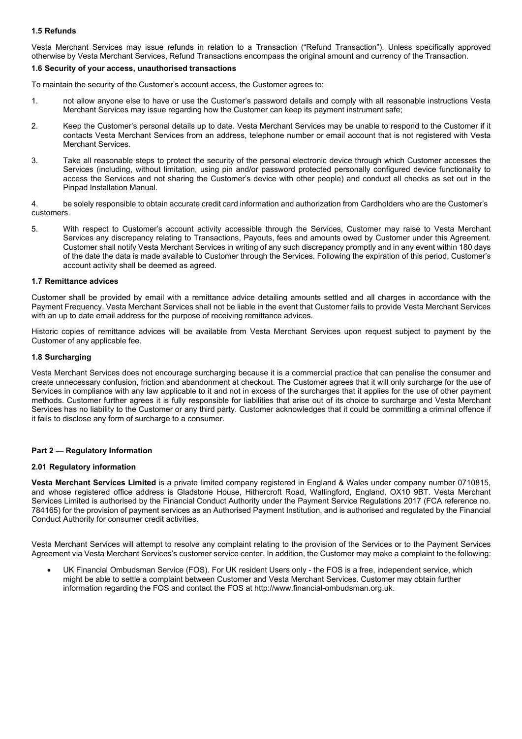#### 1.5 Refunds

Vesta Merchant Services may issue refunds in relation to a Transaction ("Refund Transaction"). Unless specifically approved otherwise by Vesta Merchant Services, Refund Transactions encompass the original amount and currency of the Transaction.

#### 1.6 Security of your access, unauthorised transactions

To maintain the security of the Customer's account access, the Customer agrees to:

1. not allow anyone else to have or use the Customer's password details and comply with all reasonable instructions Vesta Merchant Services may issue regarding how the Customer can keep its payment instrument safe;
2. Keep the Customer's personal details up to date. Vesta Merchant Services may be unable to respond to the Customer if it contacts Vesta Merchant Services from an address, telephone number or email account that is not registered with Vesta Merchant Services.
3. Take all reasonable steps to protect the security of the personal electronic device through which Customer accesses the Services (including, without limitation, using pin and/or password protected personally configured device functionality to access the Services and not sharing the Customer's device with other people) and conduct all checks as set out in the Pinpad Installation Manual.
4. be solely responsible to obtain accurate credit card information and authorization from Cardholders who are the Customer's customers.
5. With respect to Customer's account activity accessible through the Services, Customer may raise to Vesta Merchant Services any discrepancy relating to Transactions, Payouts, fees and amounts owed by Customer under this Agreement. Customer shall notify Vesta Merchant Services in writing of any such discrepancy promptly and in any event within 180 days of the date the data is made available to Customer through the Services. Following the expiration of this period, Customer's account activity shall be deemed as agreed.

#### 1.7 Remittance advices

Customer shall be provided by email with a remittance advice detailing amounts settled and all charges in accordance with the Payment Frequency. Vesta Merchant Services shall not be liable in the event that Customer fails to provide Vesta Merchant Services with an up to date email address for the purpose of receiving remittance advices.

Historic copies of remittance advices will be available from Vesta Merchant Services upon request subject to payment by the Customer of any applicable fee.

#### 1.8 Surcharging

Vesta Merchant Services does not encourage surcharging because it is a commercial practice that can penalise the consumer and create unnecessary confusion, friction and abandonment at checkout. The Customer agrees that it will only surcharge for the use of Services in compliance with any law applicable to it and not in excess of the surcharges that it applies for the use of other payment methods. Customer further agrees it is fully responsible for liabilities that arise out of its choice to surcharge and Vesta Merchant Services has no liability to the Customer or any third party. Customer acknowledges that it could be committing a criminal offence if it fails to disclose any form of surcharge to a consumer.

### Part 2 — Regulatory Information

#### 2.01 Regulatory information

**Vesta Merchant Services Limited** is a private limited company registered in England & Wales under company number 0710815, and whose registered office address is Gladstone House, Hithercroft Road, Wallingford, England, OX10 9BT. Vesta Merchant Services Limited is authorised by the Financial Conduct Authority under the Payment Service Regulations 2017 (FCA reference no. 784165) for the provision of payment services as an Authorised Payment Institution, and is authorised and regulated by the Financial Conduct Authority for consumer credit activities.

Vesta Merchant Services will attempt to resolve any complaint relating to the provision of the Services or to the Payment Services Agreement via Vesta Merchant Services's customer service center. In addition, the Customer may make a complaint to the following:

- UK Financial Ombudsman Service (FOS). For UK resident Users only - the FOS is a free, independent service, which might be able to settle a complaint between Customer and Vesta Merchant Services. Customer may obtain further information regarding the FOS and contact the FOS at http://www.financial-ombudsman.org.uk.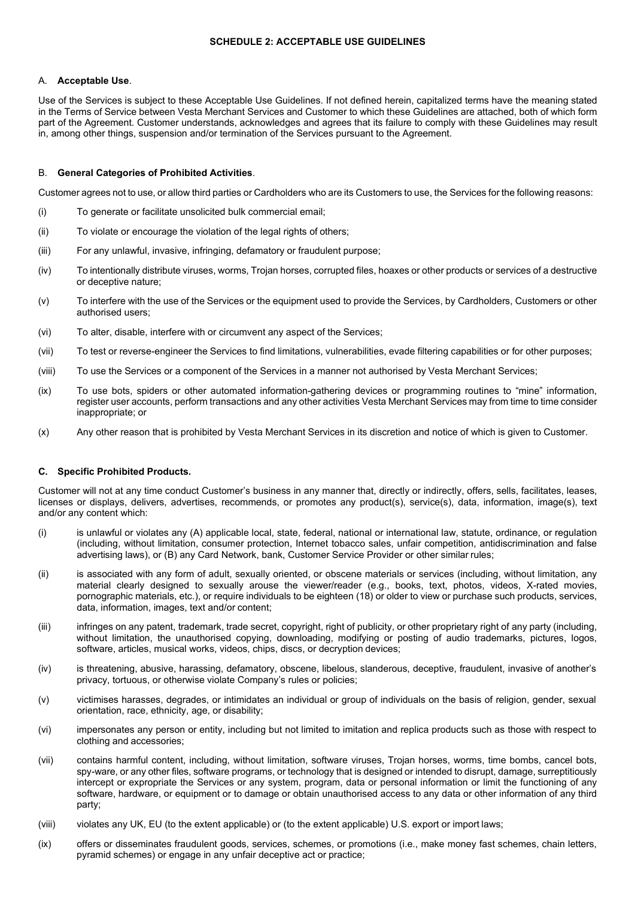## SCHEDULE 2: ACCEPTABLE USE GUIDELINES

A. **Acceptable Use**.

Use of the Services is subject to these Acceptable Use Guidelines. If not defined herein, capitalized terms have the meaning stated in the Terms of Service between Vesta Merchant Services and Customer to which these Guidelines are attached, both of which form part of the Agreement. Customer understands, acknowledges and agrees that its failure to comply with these Guidelines may result in, among other things, suspension and/or termination of the Services pursuant to the Agreement.

B. **General Categories of Prohibited Activities**.

Customer agrees not to use, or allow third parties or Cardholders who are its Customers to use, the Services for the following reasons:

(i) To generate or facilitate unsolicited bulk commercial email;

(ii) To violate or encourage the violation of the legal rights of others;

(iii) For any unlawful, invasive, infringing, defamatory or fraudulent purpose;

(iv) To intentionally distribute viruses, worms, Trojan horses, corrupted files, hoaxes or other products or services of a destructive or deceptive nature;

(v) To interfere with the use of the Services or the equipment used to provide the Services, by Cardholders, Customers or other authorised users;

(vi) To alter, disable, interfere with or circumvent any aspect of the Services;

(vii) To test or reverse-engineer the Services to find limitations, vulnerabilities, evade filtering capabilities or for other purposes;

(viii) To use the Services or a component of the Services in a manner not authorised by Vesta Merchant Services;

(ix) To use bots, spiders or other automated information-gathering devices or programming routines to "mine" information, register user accounts, perform transactions and any other activities Vesta Merchant Services may from time to time consider inappropriate; or

(x) Any other reason that is prohibited by Vesta Merchant Services in its discretion and notice of which is given to Customer.

**C. Specific Prohibited Products.**

Customer will not at any time conduct Customer's business in any manner that, directly or indirectly, offers, sells, facilitates, leases, licenses or displays, delivers, advertises, recommends, or promotes any product(s), service(s), data, information, image(s), text and/or any content which:

(i) is unlawful or violates any (A) applicable local, state, federal, national or international law, statute, ordinance, or regulation (including, without limitation, consumer protection, Internet tobacco sales, unfair competition, antidiscrimination and false advertising laws), or (B) any Card Network, bank, Customer Service Provider or other similar rules;

(ii) is associated with any form of adult, sexually oriented, or obscene materials or services (including, without limitation, any material clearly designed to sexually arouse the viewer/reader (e.g., books, text, photos, videos, X-rated movies, pornographic materials, etc.), or require individuals to be eighteen (18) or older to view or purchase such products, services, data, information, images, text and/or content;

(iii) infringes on any patent, trademark, trade secret, copyright, right of publicity, or other proprietary right of any party (including, without limitation, the unauthorised copying, downloading, modifying or posting of audio trademarks, pictures, logos, software, articles, musical works, videos, chips, discs, or decryption devices;

(iv) is threatening, abusive, harassing, defamatory, obscene, libelous, slanderous, deceptive, fraudulent, invasive of another's privacy, tortuous, or otherwise violate Company's rules or policies;

(v) victimises harasses, degrades, or intimidates an individual or group of individuals on the basis of religion, gender, sexual orientation, race, ethnicity, age, or disability;

(vi) impersonates any person or entity, including but not limited to imitation and replica products such as those with respect to clothing and accessories;

(vii) contains harmful content, including, without limitation, software viruses, Trojan horses, worms, time bombs, cancel bots, spy-ware, or any other files, software programs, or technology that is designed or intended to disrupt, damage, surreptitiously intercept or expropriate the Services or any system, program, data or personal information or limit the functioning of any software, hardware, or equipment or to damage or obtain unauthorised access to any data or other information of any third party;

(viii) violates any UK, EU (to the extent applicable) or (to the extent applicable) U.S. export or import laws;

(ix) offers or disseminates fraudulent goods, services, schemes, or promotions (i.e., make money fast schemes, chain letters, pyramid schemes) or engage in any unfair deceptive act or practice;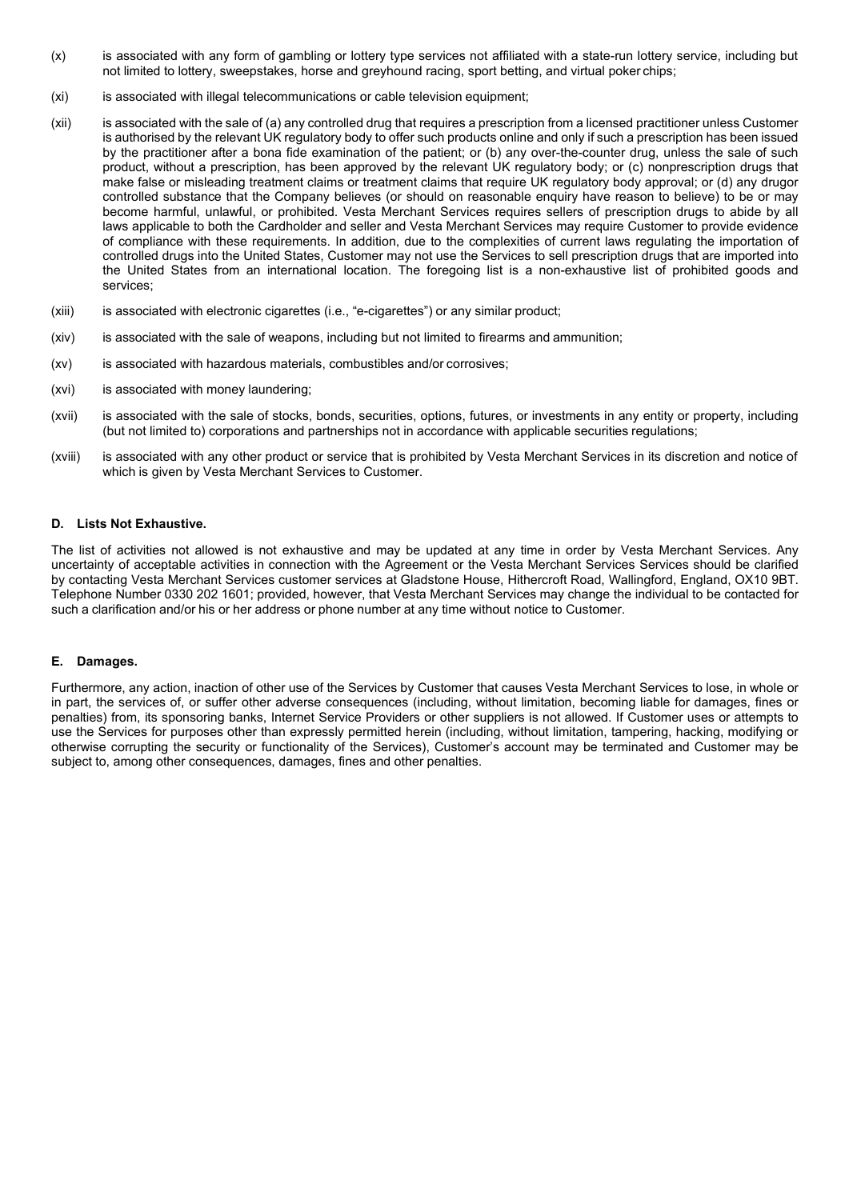(x) is associated with any form of gambling or lottery type services not affiliated with a state-run lottery service, including but not limited to lottery, sweepstakes, horse and greyhound racing, sport betting, and virtual poker chips;

(xi) is associated with illegal telecommunications or cable television equipment;

(xii) is associated with the sale of (a) any controlled drug that requires a prescription from a licensed practitioner unless Customer is authorised by the relevant UK regulatory body to offer such products online and only if such a prescription has been issued by the practitioner after a bona fide examination of the patient; or (b) any over-the-counter drug, unless the sale of such product, without a prescription, has been approved by the relevant UK regulatory body; or (c) nonprescription drugs that make false or misleading treatment claims or treatment claims that require UK regulatory body approval; or (d) any drugor controlled substance that the Company believes (or should on reasonable enquiry have reason to believe) to be or may become harmful, unlawful, or prohibited. Vesta Merchant Services requires sellers of prescription drugs to abide by all laws applicable to both the Cardholder and seller and Vesta Merchant Services may require Customer to provide evidence of compliance with these requirements. In addition, due to the complexities of current laws regulating the importation of controlled drugs into the United States, Customer may not use the Services to sell prescription drugs that are imported into the United States from an international location. The foregoing list is a non-exhaustive list of prohibited goods and services;

(xiii) is associated with electronic cigarettes (i.e., "e-cigarettes") or any similar product;

(xiv) is associated with the sale of weapons, including but not limited to firearms and ammunition;

(xv) is associated with hazardous materials, combustibles and/or corrosives;

(xvi) is associated with money laundering;

(xvii) is associated with the sale of stocks, bonds, securities, options, futures, or investments in any entity or property, including (but not limited to) corporations and partnerships not in accordance with applicable securities regulations;

(xviii) is associated with any other product or service that is prohibited by Vesta Merchant Services in its discretion and notice of which is given by Vesta Merchant Services to Customer.

**D. Lists Not Exhaustive.**

The list of activities not allowed is not exhaustive and may be updated at any time in order by Vesta Merchant Services. Any uncertainty of acceptable activities in connection with the Agreement or the Vesta Merchant Services Services should be clarified by contacting Vesta Merchant Services customer services at Gladstone House, Hithercroft Road, Wallingford, England, OX10 9BT. Telephone Number 0330 202 1601; provided, however, that Vesta Merchant Services may change the individual to be contacted for such a clarification and/or his or her address or phone number at any time without notice to Customer.

**E. Damages.**

Furthermore, any action, inaction of other use of the Services by Customer that causes Vesta Merchant Services to lose, in whole or in part, the services of, or suffer other adverse consequences (including, without limitation, becoming liable for damages, fines or penalties) from, its sponsoring banks, Internet Service Providers or other suppliers is not allowed. If Customer uses or attempts to use the Services for purposes other than expressly permitted herein (including, without limitation, tampering, hacking, modifying or otherwise corrupting the security or functionality of the Services), Customer's account may be terminated and Customer may be subject to, among other consequences, damages, fines and other penalties.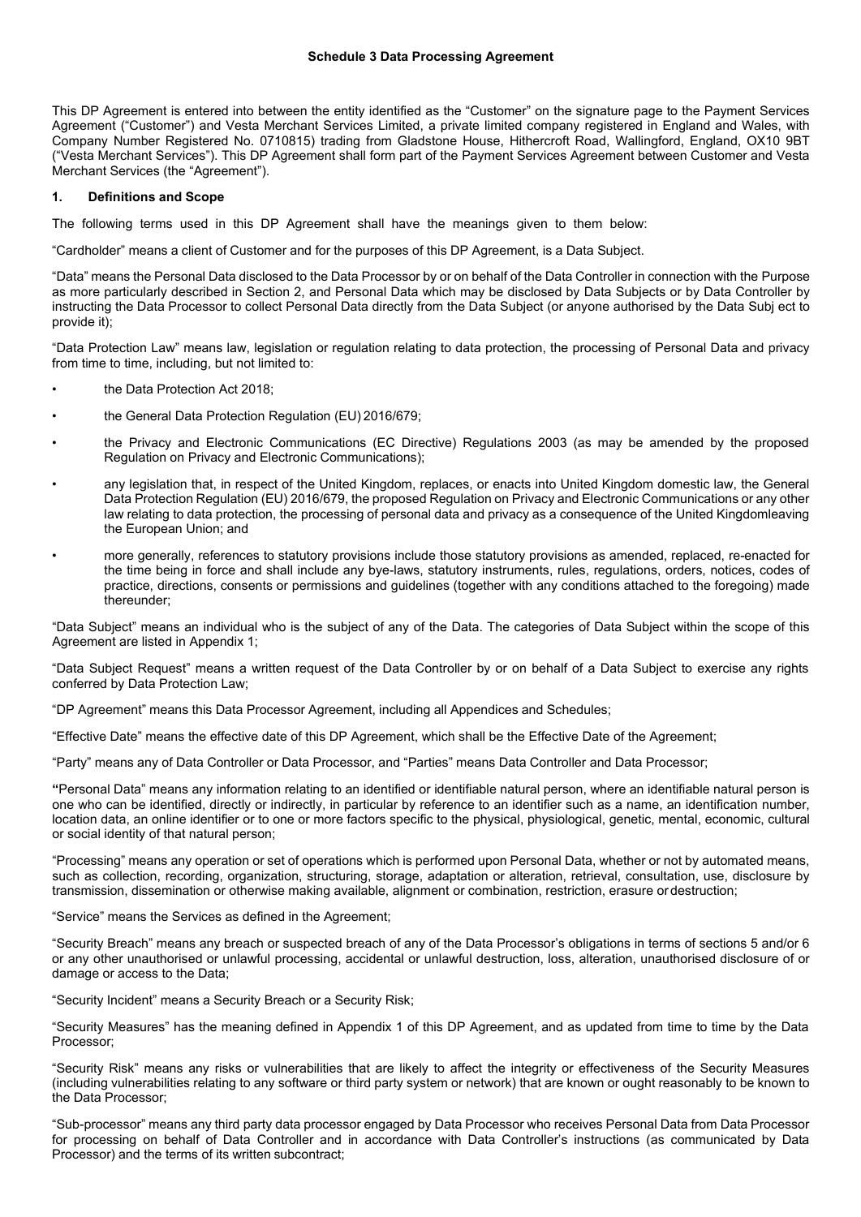# Schedule 3 Data Processing Agreement

This DP Agreement is entered into between the entity identified as the "Customer" on the signature page to the Payment Services Agreement ("Customer") and Vesta Merchant Services Limited, a private limited company registered in England and Wales, with Company Number Registered No. 0710815) trading from Gladstone House, Hithercroft Road, Wallingford, England, OX10 9BT ("Vesta Merchant Services"). This DP Agreement shall form part of the Payment Services Agreement between Customer and Vesta Merchant Services (the "Agreement").

## 1. Definitions and Scope

The following terms used in this DP Agreement shall have the meanings given to them below:

"Cardholder" means a client of Customer and for the purposes of this DP Agreement, is a Data Subject.

"Data" means the Personal Data disclosed to the Data Processor by or on behalf of the Data Controller in connection with the Purpose as more particularly described in Section 2, and Personal Data which may be disclosed by Data Subjects or by Data Controller by instructing the Data Processor to collect Personal Data directly from the Data Subject (or anyone authorised by the Data Subj ect to provide it);

"Data Protection Law" means law, legislation or regulation relating to data protection, the processing of Personal Data and privacy from time to time, including, but not limited to:

- the Data Protection Act 2018;
- the General Data Protection Regulation (EU) 2016/679;
- the Privacy and Electronic Communications (EC Directive) Regulations 2003 (as may be amended by the proposed Regulation on Privacy and Electronic Communications);
- any legislation that, in respect of the United Kingdom, replaces, or enacts into United Kingdom domestic law, the General Data Protection Regulation (EU) 2016/679, the proposed Regulation on Privacy and Electronic Communications or any other law relating to data protection, the processing of personal data and privacy as a consequence of the United Kingdomleaving the European Union; and
- more generally, references to statutory provisions include those statutory provisions as amended, replaced, re-enacted for the time being in force and shall include any bye-laws, statutory instruments, rules, regulations, orders, notices, codes of practice, directions, consents or permissions and guidelines (together with any conditions attached to the foregoing) made thereunder;

"Data Subject" means an individual who is the subject of any of the Data. The categories of Data Subject within the scope of this Agreement are listed in Appendix 1;

"Data Subject Request" means a written request of the Data Controller by or on behalf of a Data Subject to exercise any rights conferred by Data Protection Law;

"DP Agreement" means this Data Processor Agreement, including all Appendices and Schedules;

"Effective Date" means the effective date of this DP Agreement, which shall be the Effective Date of the Agreement;

"Party" means any of Data Controller or Data Processor, and "Parties" means Data Controller and Data Processor;

"Personal Data" means any information relating to an identified or identifiable natural person, where an identifiable natural person is one who can be identified, directly or indirectly, in particular by reference to an identifier such as a name, an identification number, location data, an online identifier or to one or more factors specific to the physical, physiological, genetic, mental, economic, cultural or social identity of that natural person;

"Processing" means any operation or set of operations which is performed upon Personal Data, whether or not by automated means, such as collection, recording, organization, structuring, storage, adaptation or alteration, retrieval, consultation, use, disclosure by transmission, dissemination or otherwise making available, alignment or combination, restriction, erasure or destruction;

"Service" means the Services as defined in the Agreement;

"Security Breach" means any breach or suspected breach of any of the Data Processor's obligations in terms of sections 5 and/or 6 or any other unauthorised or unlawful processing, accidental or unlawful destruction, loss, alteration, unauthorised disclosure of or damage or access to the Data;

"Security Incident" means a Security Breach or a Security Risk;

"Security Measures" has the meaning defined in Appendix 1 of this DP Agreement, and as updated from time to time by the Data Processor;

"Security Risk" means any risks or vulnerabilities that are likely to affect the integrity or effectiveness of the Security Measures (including vulnerabilities relating to any software or third party system or network) that are known or ought reasonably to be known to the Data Processor;

"Sub-processor" means any third party data processor engaged by Data Processor who receives Personal Data from Data Processor for processing on behalf of Data Controller and in accordance with Data Controller's instructions (as communicated by Data Processor) and the terms of its written subcontract;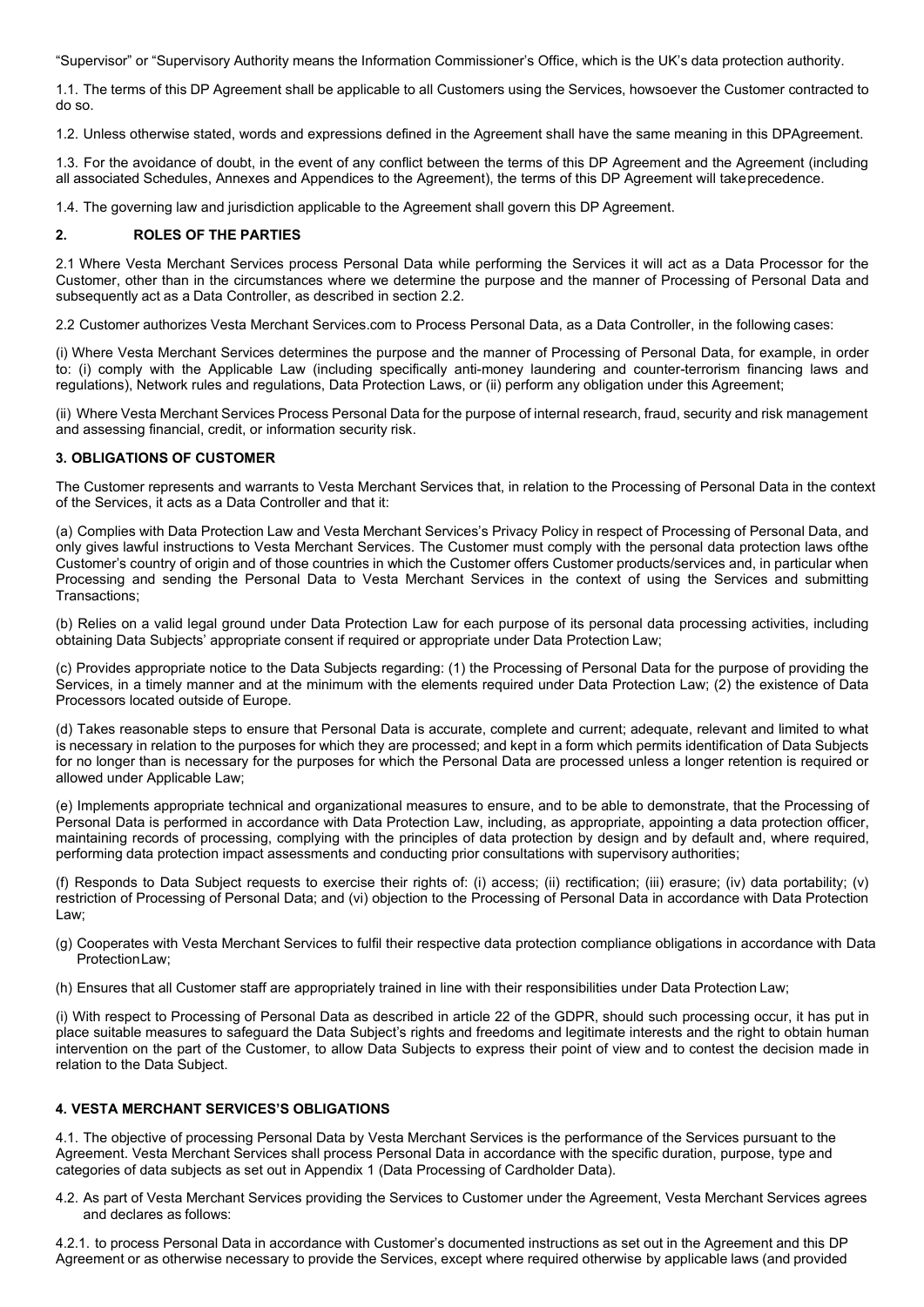"Supervisor" or "Supervisory Authority means the Information Commissioner's Office, which is the UK's data protection authority.

1.1. The terms of this DP Agreement shall be applicable to all Customers using the Services, howsoever the Customer contracted to do so.

1.2. Unless otherwise stated, words and expressions defined in the Agreement shall have the same meaning in this DPAgreement.

1.3. For the avoidance of doubt, in the event of any conflict between the terms of this DP Agreement and the Agreement (including all associated Schedules, Annexes and Appendices to the Agreement), the terms of this DP Agreement will takeprecedence.

1.4. The governing law and jurisdiction applicable to the Agreement shall govern this DP Agreement.

## 2. ROLES OF THE PARTIES

2.1 Where Vesta Merchant Services process Personal Data while performing the Services it will act as a Data Processor for the Customer, other than in the circumstances where we determine the purpose and the manner of Processing of Personal Data and subsequently act as a Data Controller, as described in section 2.2.

2.2 Customer authorizes Vesta Merchant Services.com to Process Personal Data, as a Data Controller, in the following cases:

(i) Where Vesta Merchant Services determines the purpose and the manner of Processing of Personal Data, for example, in order to: (i) comply with the Applicable Law (including specifically anti-money laundering and counter-terrorism financing laws and regulations), Network rules and regulations, Data Protection Laws, or (ii) perform any obligation under this Agreement;

(ii) Where Vesta Merchant Services Process Personal Data for the purpose of internal research, fraud, security and risk management and assessing financial, credit, or information security risk.

## 3. OBLIGATIONS OF CUSTOMER

The Customer represents and warrants to Vesta Merchant Services that, in relation to the Processing of Personal Data in the context of the Services, it acts as a Data Controller and that it:

(a) Complies with Data Protection Law and Vesta Merchant Services's Privacy Policy in respect of Processing of Personal Data, and only gives lawful instructions to Vesta Merchant Services. The Customer must comply with the personal data protection laws ofthe Customer's country of origin and of those countries in which the Customer offers Customer products/services and, in particular when Processing and sending the Personal Data to Vesta Merchant Services in the context of using the Services and submitting Transactions;

(b) Relies on a valid legal ground under Data Protection Law for each purpose of its personal data processing activities, including obtaining Data Subjects' appropriate consent if required or appropriate under Data Protection Law;

(c) Provides appropriate notice to the Data Subjects regarding: (1) the Processing of Personal Data for the purpose of providing the Services, in a timely manner and at the minimum with the elements required under Data Protection Law; (2) the existence of Data Processors located outside of Europe.

(d) Takes reasonable steps to ensure that Personal Data is accurate, complete and current; adequate, relevant and limited to what is necessary in relation to the purposes for which they are processed; and kept in a form which permits identification of Data Subjects for no longer than is necessary for the purposes for which the Personal Data are processed unless a longer retention is required or allowed under Applicable Law;

(e) Implements appropriate technical and organizational measures to ensure, and to be able to demonstrate, that the Processing of Personal Data is performed in accordance with Data Protection Law, including, as appropriate, appointing a data protection officer, maintaining records of processing, complying with the principles of data protection by design and by default and, where required, performing data protection impact assessments and conducting prior consultations with supervisory authorities;

(f) Responds to Data Subject requests to exercise their rights of: (i) access; (ii) rectification; (iii) erasure; (iv) data portability; (v) restriction of Processing of Personal Data; and (vi) objection to the Processing of Personal Data in accordance with Data Protection Law;

(g) Cooperates with Vesta Merchant Services to fulfil their respective data protection compliance obligations in accordance with Data ProtectionLaw;

(h) Ensures that all Customer staff are appropriately trained in line with their responsibilities under Data Protection Law;

(i) With respect to Processing of Personal Data as described in article 22 of the GDPR, should such processing occur, it has put in place suitable measures to safeguard the Data Subject's rights and freedoms and legitimate interests and the right to obtain human intervention on the part of the Customer, to allow Data Subjects to express their point of view and to contest the decision made in relation to the Data Subject.

## 4. VESTA MERCHANT SERVICES'S OBLIGATIONS

4.1. The objective of processing Personal Data by Vesta Merchant Services is the performance of the Services pursuant to the Agreement. Vesta Merchant Services shall process Personal Data in accordance with the specific duration, purpose, type and categories of data subjects as set out in Appendix 1 (Data Processing of Cardholder Data).

4.2. As part of Vesta Merchant Services providing the Services to Customer under the Agreement, Vesta Merchant Services agrees and declares as follows:

4.2.1. to process Personal Data in accordance with Customer's documented instructions as set out in the Agreement and this DP Agreement or as otherwise necessary to provide the Services, except where required otherwise by applicable laws (and provided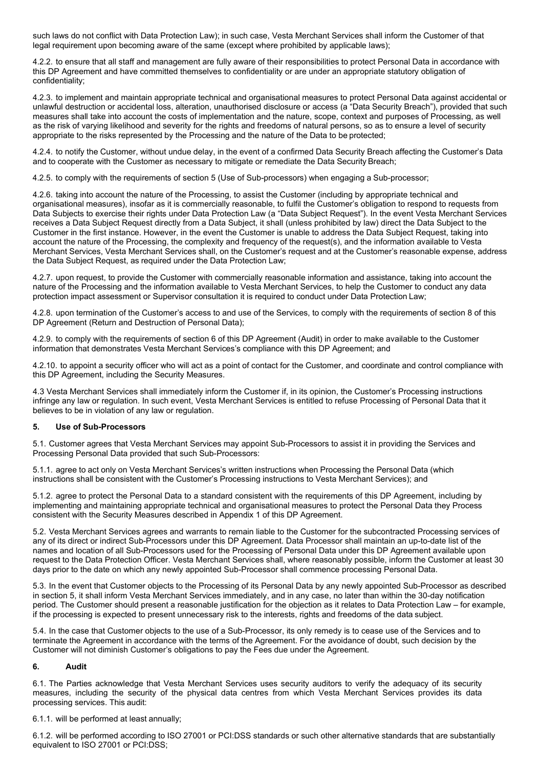such laws do not conflict with Data Protection Law); in such case, Vesta Merchant Services shall inform the Customer of that legal requirement upon becoming aware of the same (except where prohibited by applicable laws);

4.2.2. to ensure that all staff and management are fully aware of their responsibilities to protect Personal Data in accordance with this DP Agreement and have committed themselves to confidentiality or are under an appropriate statutory obligation of confidentiality;

4.2.3. to implement and maintain appropriate technical and organisational measures to protect Personal Data against accidental or unlawful destruction or accidental loss, alteration, unauthorised disclosure or access (a "Data Security Breach"), provided that such measures shall take into account the costs of implementation and the nature, scope, context and purposes of Processing, as well as the risk of varying likelihood and severity for the rights and freedoms of natural persons, so as to ensure a level of security appropriate to the risks represented by the Processing and the nature of the Data to be protected;

4.2.4. to notify the Customer, without undue delay, in the event of a confirmed Data Security Breach affecting the Customer's Data and to cooperate with the Customer as necessary to mitigate or remediate the Data Security Breach;

4.2.5. to comply with the requirements of section 5 (Use of Sub-processors) when engaging a Sub-processor;

4.2.6. taking into account the nature of the Processing, to assist the Customer (including by appropriate technical and organisational measures), insofar as it is commercially reasonable, to fulfil the Customer's obligation to respond to requests from Data Subjects to exercise their rights under Data Protection Law (a "Data Subject Request"). In the event Vesta Merchant Services receives a Data Subject Request directly from a Data Subject, it shall (unless prohibited by law) direct the Data Subject to the Customer in the first instance. However, in the event the Customer is unable to address the Data Subject Request, taking into account the nature of the Processing, the complexity and frequency of the request(s), and the information available to Vesta Merchant Services, Vesta Merchant Services shall, on the Customer's request and at the Customer's reasonable expense, address the Data Subject Request, as required under the Data Protection Law;

4.2.7. upon request, to provide the Customer with commercially reasonable information and assistance, taking into account the nature of the Processing and the information available to Vesta Merchant Services, to help the Customer to conduct any data protection impact assessment or Supervisor consultation it is required to conduct under Data Protection Law;

4.2.8. upon termination of the Customer's access to and use of the Services, to comply with the requirements of section 8 of this DP Agreement (Return and Destruction of Personal Data);

4.2.9. to comply with the requirements of section 6 of this DP Agreement (Audit) in order to make available to the Customer information that demonstrates Vesta Merchant Services's compliance with this DP Agreement; and

4.2.10. to appoint a security officer who will act as a point of contact for the Customer, and coordinate and control compliance with this DP Agreement, including the Security Measures.

4.3 Vesta Merchant Services shall immediately inform the Customer if, in its opinion, the Customer's Processing instructions infringe any law or regulation. In such event, Vesta Merchant Services is entitled to refuse Processing of Personal Data that it believes to be in violation of any law or regulation.

## 5. Use of Sub-Processors

5.1. Customer agrees that Vesta Merchant Services may appoint Sub-Processors to assist it in providing the Services and Processing Personal Data provided that such Sub-Processors:

5.1.1. agree to act only on Vesta Merchant Services's written instructions when Processing the Personal Data (which instructions shall be consistent with the Customer's Processing instructions to Vesta Merchant Services); and

5.1.2. agree to protect the Personal Data to a standard consistent with the requirements of this DP Agreement, including by implementing and maintaining appropriate technical and organisational measures to protect the Personal Data they Process consistent with the Security Measures described in Appendix 1 of this DP Agreement.

5.2. Vesta Merchant Services agrees and warrants to remain liable to the Customer for the subcontracted Processing services of any of its direct or indirect Sub-Processors under this DP Agreement. Data Processor shall maintain an up-to-date list of the names and location of all Sub-Processors used for the Processing of Personal Data under this DP Agreement available upon request to the Data Protection Officer. Vesta Merchant Services shall, where reasonably possible, inform the Customer at least 30 days prior to the date on which any newly appointed Sub-Processor shall commence processing Personal Data.

5.3. In the event that Customer objects to the Processing of its Personal Data by any newly appointed Sub-Processor as described in section 5, it shall inform Vesta Merchant Services immediately, and in any case, no later than within the 30-day notification period. The Customer should present a reasonable justification for the objection as it relates to Data Protection Law – for example, if the processing is expected to present unnecessary risk to the interests, rights and freedoms of the data subject.

5.4. In the case that Customer objects to the use of a Sub-Processor, its only remedy is to cease use of the Services and to terminate the Agreement in accordance with the terms of the Agreement. For the avoidance of doubt, such decision by the Customer will not diminish Customer's obligations to pay the Fees due under the Agreement.

## 6. Audit

6.1. The Parties acknowledge that Vesta Merchant Services uses security auditors to verify the adequacy of its security measures, including the security of the physical data centres from which Vesta Merchant Services provides its data processing services. This audit:

6.1.1. will be performed at least annually;

6.1.2. will be performed according to ISO 27001 or PCI:DSS standards or such other alternative standards that are substantially equivalent to ISO 27001 or PCI:DSS;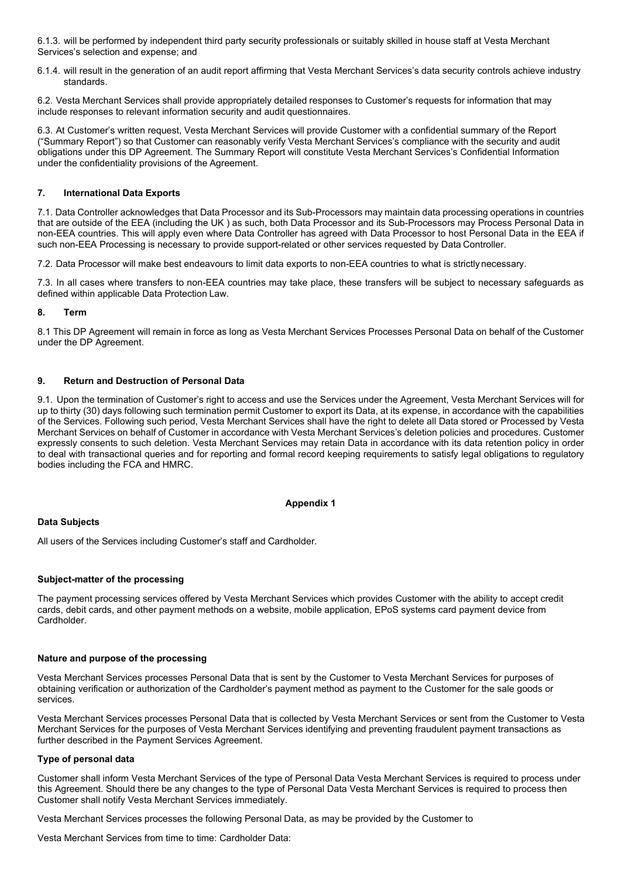6.1.3. will be performed by independent third party security professionals or suitably skilled in house staff at Vesta Merchant Services's selection and expense; and

6.1.4. will result in the generation of an audit report affirming that Vesta Merchant Services's data security controls achieve industry standards.

6.2. Vesta Merchant Services shall provide appropriately detailed responses to Customer's requests for information that may include responses to relevant information security and audit questionnaires.

6.3. At Customer's written request, Vesta Merchant Services will provide Customer with a confidential summary of the Report ("Summary Report") so that Customer can reasonably verify Vesta Merchant Services's compliance with the security and audit obligations under this DP Agreement. The Summary Report will constitute Vesta Merchant Services's Confidential Information under the confidentiality provisions of the Agreement.

## 7. International Data Exports

7.1. Data Controller acknowledges that Data Processor and its Sub-Processors may maintain data processing operations in countries that are outside of the EEA (including the UK ) as such, both Data Processor and its Sub-Processors may Process Personal Data in non-EEA countries. This will apply even where Data Controller has agreed with Data Processor to host Personal Data in the EEA if such non-EEA Processing is necessary to provide support-related or other services requested by Data Controller.

7.2. Data Processor will make best endeavours to limit data exports to non-EEA countries to what is strictly necessary.

7.3. In all cases where transfers to non-EEA countries may take place, these transfers will be subject to necessary safeguards as defined within applicable Data Protection Law.

## 8. Term

8.1 This DP Agreement will remain in force as long as Vesta Merchant Services Processes Personal Data on behalf of the Customer under the DP Agreement.

## 9. Return and Destruction of Personal Data

9.1. Upon the termination of Customer's right to access and use the Services under the Agreement, Vesta Merchant Services will for up to thirty (30) days following such termination permit Customer to export its Data, at its expense, in accordance with the capabilities of the Services. Following such period, Vesta Merchant Services shall have the right to delete all Data stored or Processed by Vesta Merchant Services on behalf of Customer in accordance with Vesta Merchant Services's deletion policies and procedures. Customer expressly consents to such deletion. Vesta Merchant Services may retain Data in accordance with its data retention policy in order to deal with transactional queries and for reporting and formal record keeping requirements to satisfy legal obligations to regulatory bodies including the FCA and HMRC.

## Appendix 1

**Data Subjects**

All users of the Services including Customer's staff and Cardholder.

**Subject-matter of the processing**

The payment processing services offered by Vesta Merchant Services which provides Customer with the ability to accept credit cards, debit cards, and other payment methods on a website, mobile application, EPoS systems card payment device from Cardholder.

**Nature and purpose of the processing**

Vesta Merchant Services processes Personal Data that is sent by the Customer to Vesta Merchant Services for purposes of obtaining verification or authorization of the Cardholder's payment method as payment to the Customer for the sale goods or services.

Vesta Merchant Services processes Personal Data that is collected by Vesta Merchant Services or sent from the Customer to Vesta Merchant Services for the purposes of Vesta Merchant Services identifying and preventing fraudulent payment transactions as further described in the Payment Services Agreement.

**Type of personal data**

Customer shall inform Vesta Merchant Services of the type of Personal Data Vesta Merchant Services is required to process under this Agreement. Should there be any changes to the type of Personal Data Vesta Merchant Services is required to process then Customer shall notify Vesta Merchant Services immediately.

Vesta Merchant Services processes the following Personal Data, as may be provided by the Customer to

Vesta Merchant Services from time to time: Cardholder Data: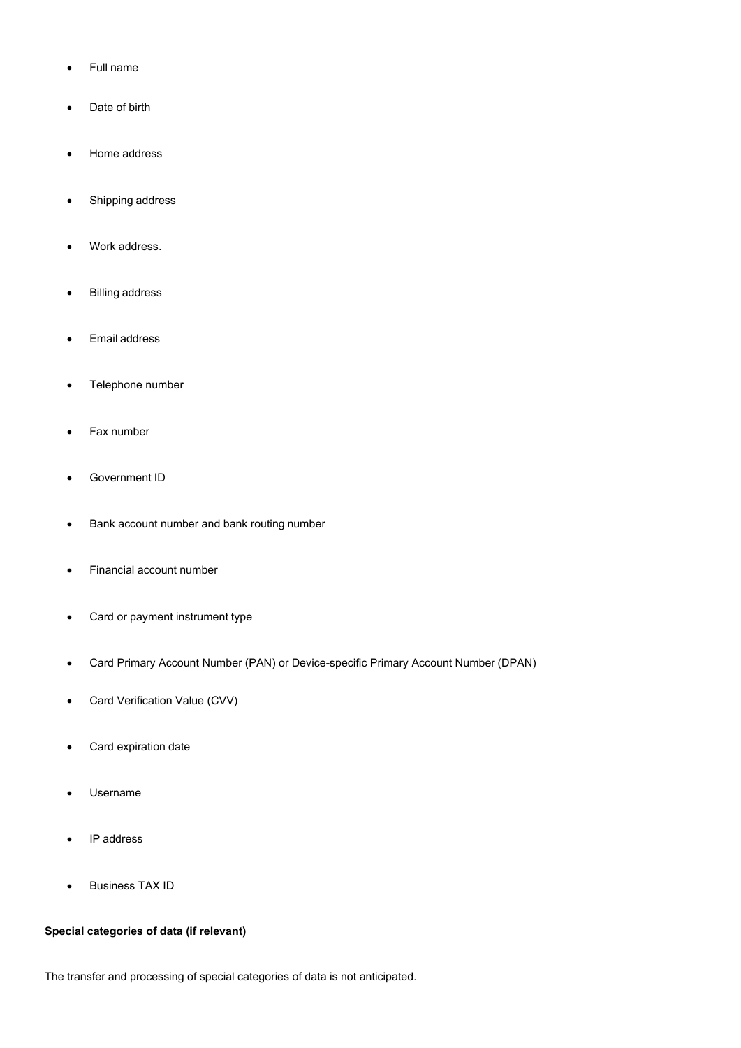- Full name
- Date of birth
- Home address
- Shipping address
- Work address.
- Billing address
- Email address
- Telephone number
- Fax number
- Government ID
- Bank account number and bank routing number
- Financial account number
- Card or payment instrument type
- Card Primary Account Number (PAN) or Device-specific Primary Account Number (DPAN)
- Card Verification Value (CVV)
- Card expiration date
- Username
- IP address
- Business TAX ID

**Special categories of data (if relevant)**

The transfer and processing of special categories of data is not anticipated.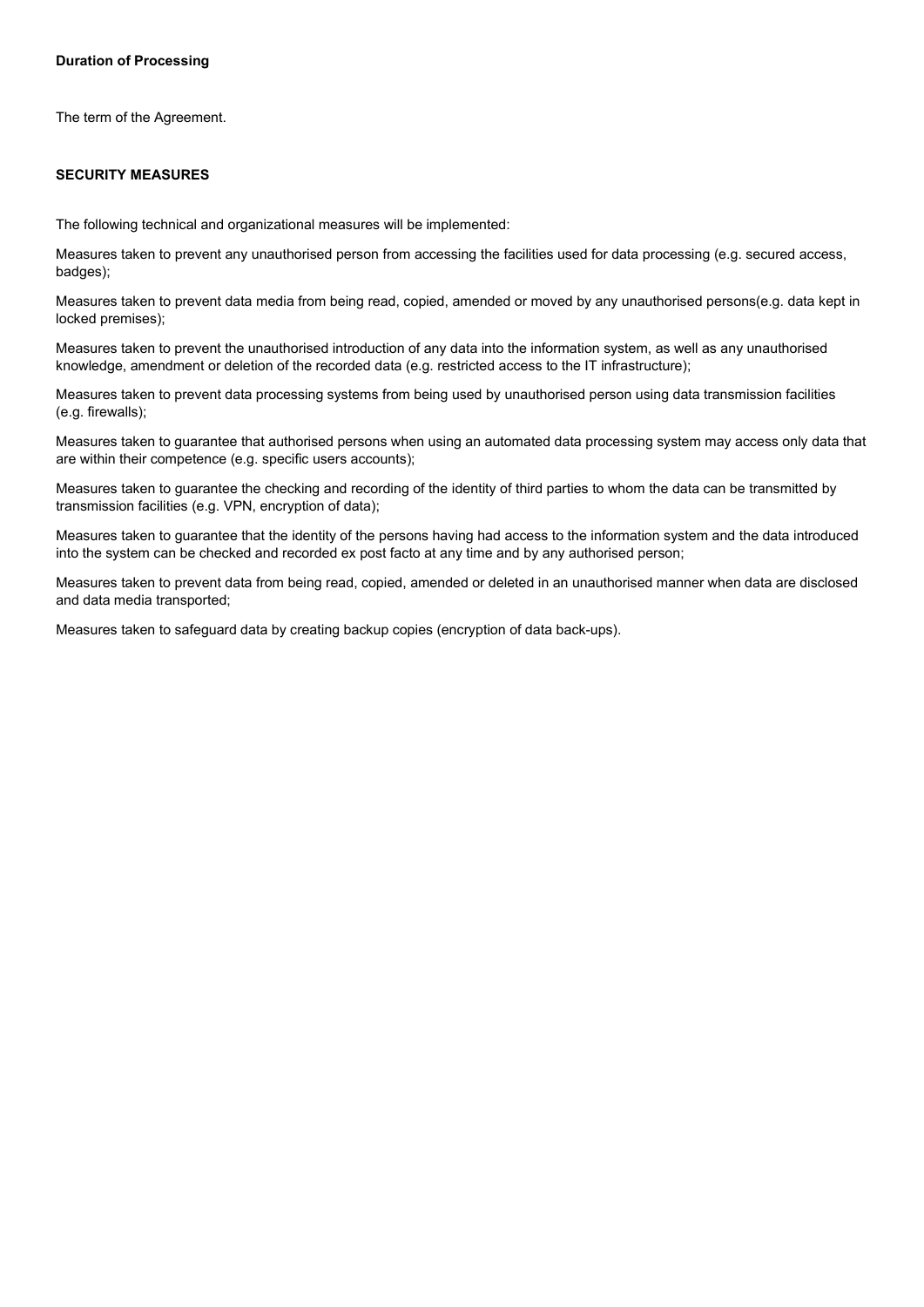**Duration of Processing**

The term of the Agreement.

**SECURITY MEASURES**

The following technical and organizational measures will be implemented:

Measures taken to prevent any unauthorised person from accessing the facilities used for data processing (e.g. secured access, badges);

Measures taken to prevent data media from being read, copied, amended or moved by any unauthorised persons(e.g. data kept in locked premises);

Measures taken to prevent the unauthorised introduction of any data into the information system, as well as any unauthorised knowledge, amendment or deletion of the recorded data (e.g. restricted access to the IT infrastructure);

Measures taken to prevent data processing systems from being used by unauthorised person using data transmission facilities (e.g. firewalls);

Measures taken to guarantee that authorised persons when using an automated data processing system may access only data that are within their competence (e.g. specific users accounts);

Measures taken to guarantee the checking and recording of the identity of third parties to whom the data can be transmitted by transmission facilities (e.g. VPN, encryption of data);

Measures taken to guarantee that the identity of the persons having had access to the information system and the data introduced into the system can be checked and recorded ex post facto at any time and by any authorised person;

Measures taken to prevent data from being read, copied, amended or deleted in an unauthorised manner when data are disclosed and data media transported;

Measures taken to safeguard data by creating backup copies (encryption of data back-ups).